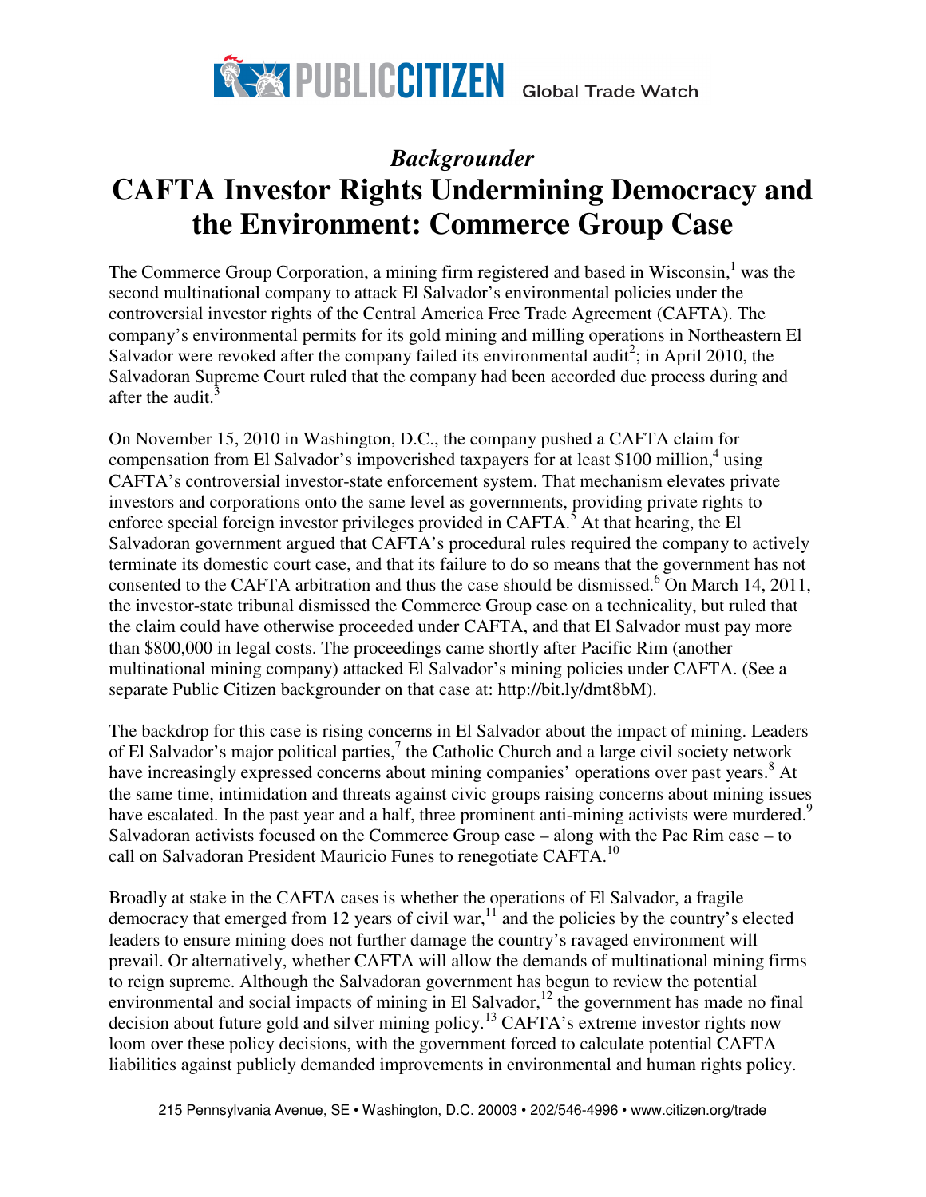PUBLIC CITIZEN Global Trade Watch

# *Backgrounder*
# CAFTA Investor Rights Undermining Democracy and the Environment: Commerce Group Case

The Commerce Group Corporation, a mining firm registered and based in Wisconsin,[1] was the second multinational company to attack El Salvador's environmental policies under the controversial investor rights of the Central America Free Trade Agreement (CAFTA). The company's environmental permits for its gold mining and milling operations in Northeastern El Salvador were revoked after the company failed its environmental audit[2]; in April 2010, the Salvadoran Supreme Court ruled that the company had been accorded due process during and after the audit.[3]

On November 15, 2010 in Washington, D.C., the company pushed a CAFTA claim for compensation from El Salvador's impoverished taxpayers for at least $100 million,[4] using CAFTA's controversial investor-state enforcement system. That mechanism elevates private investors and corporations onto the same level as governments, providing private rights to enforce special foreign investor privileges provided in CAFTA.[5] At that hearing, the El Salvadoran government argued that CAFTA's procedural rules required the company to actively terminate its domestic court case, and that its failure to do so means that the government has not consented to the CAFTA arbitration and thus the case should be dismissed.[6] On March 14, 2011, the investor-state tribunal dismissed the Commerce Group case on a technicality, but ruled that the claim could have otherwise proceeded under CAFTA, and that El Salvador must pay more than $800,000 in legal costs. The proceedings came shortly after Pacific Rim (another multinational mining company) attacked El Salvador's mining policies under CAFTA. (See a separate Public Citizen backgrounder on that case at: http://bit.ly/dmt8bM).

The backdrop for this case is rising concerns in El Salvador about the impact of mining. Leaders of El Salvador's major political parties,[7] the Catholic Church and a large civil society network have increasingly expressed concerns about mining companies' operations over past years.[8] At the same time, intimidation and threats against civic groups raising concerns about mining issues have escalated. In the past year and a half, three prominent anti-mining activists were murdered.[9] Salvadoran activists focused on the Commerce Group case – along with the Pac Rim case – to call on Salvadoran President Mauricio Funes to renegotiate CAFTA.[10]

Broadly at stake in the CAFTA cases is whether the operations of El Salvador, a fragile democracy that emerged from 12 years of civil war,[11] and the policies by the country's elected leaders to ensure mining does not further damage the country's ravaged environment will prevail. Or alternatively, whether CAFTA will allow the demands of multinational mining firms to reign supreme. Although the Salvadoran government has begun to review the potential environmental and social impacts of mining in El Salvador,[12] the government has made no final decision about future gold and silver mining policy.[13] CAFTA's extreme investor rights now loom over these policy decisions, with the government forced to calculate potential CAFTA liabilities against publicly demanded improvements in environmental and human rights policy.

215 Pennsylvania Avenue, SE • Washington, D.C. 20003 • 202/546-4996 • www.citizen.org/trade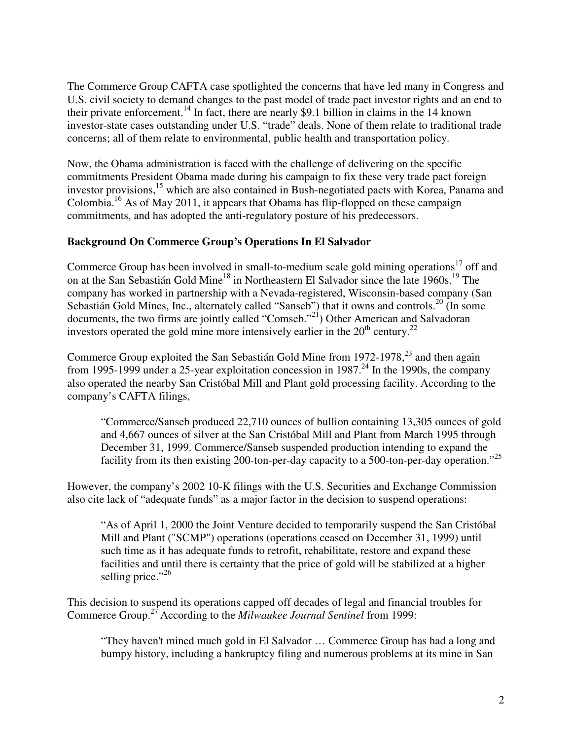The Commerce Group CAFTA case spotlighted the concerns that have led many in Congress and U.S. civil society to demand changes to the past model of trade pact investor rights and an end to their private enforcement.[14] In fact, there are nearly $9.1 billion in claims in the 14 known investor-state cases outstanding under U.S. "trade" deals. None of them relate to traditional trade concerns; all of them relate to environmental, public health and transportation policy.

Now, the Obama administration is faced with the challenge of delivering on the specific commitments President Obama made during his campaign to fix these very trade pact foreign investor provisions,[15] which are also contained in Bush-negotiated pacts with Korea, Panama and Colombia.[16] As of May 2011, it appears that Obama has flip-flopped on these campaign commitments, and has adopted the anti-regulatory posture of his predecessors.

**Background On Commerce Group's Operations In El Salvador**

Commerce Group has been involved in small-to-medium scale gold mining operations[17] off and on at the San Sebastián Gold Mine[18] in Northeastern El Salvador since the late 1960s.[19] The company has worked in partnership with a Nevada-registered, Wisconsin-based company (San Sebastián Gold Mines, Inc., alternately called "Sanseb") that it owns and controls.[20] (In some documents, the two firms are jointly called "Comseb."[21]) Other American and Salvadoran investors operated the gold mine more intensively earlier in the 20th century.[22]

Commerce Group exploited the San Sebastián Gold Mine from 1972-1978,[23] and then again from 1995-1999 under a 25-year exploitation concession in 1987.[24] In the 1990s, the company also operated the nearby San Cristóbal Mill and Plant gold processing facility. According to the company's CAFTA filings,

> "Commerce/Sanseb produced 22,710 ounces of bullion containing 13,305 ounces of gold and 4,667 ounces of silver at the San Cristóbal Mill and Plant from March 1995 through December 31, 1999. Commerce/Sanseb suspended production intending to expand the facility from its then existing 200-ton-per-day capacity to a 500-ton-per-day operation."[25]

However, the company's 2002 10-K filings with the U.S. Securities and Exchange Commission also cite lack of "adequate funds" as a major factor in the decision to suspend operations:

> "As of April 1, 2000 the Joint Venture decided to temporarily suspend the San Cristóbal Mill and Plant ("SCMP") operations (operations ceased on December 31, 1999) until such time as it has adequate funds to retrofit, rehabilitate, restore and expand these facilities and until there is certainty that the price of gold will be stabilized at a higher selling price."[26]

This decision to suspend its operations capped off decades of legal and financial troubles for Commerce Group.[27] According to the *Milwaukee Journal Sentinel* from 1999:

> "They haven't mined much gold in El Salvador … Commerce Group has had a long and bumpy history, including a bankruptcy filing and numerous problems at its mine in San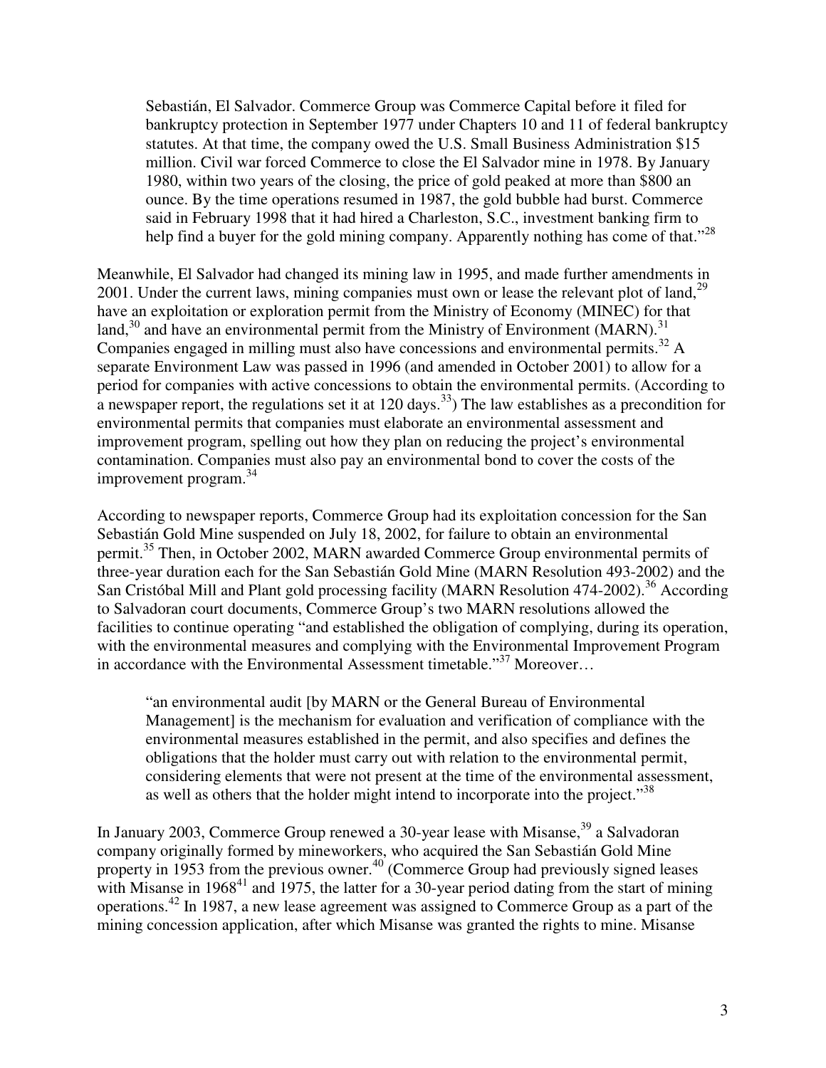> Sebastián, El Salvador. Commerce Group was Commerce Capital before it filed for bankruptcy protection in September 1977 under Chapters 10 and 11 of federal bankruptcy statutes. At that time, the company owed the U.S. Small Business Administration $15 million. Civil war forced Commerce to close the El Salvador mine in 1978. By January 1980, within two years of the closing, the price of gold peaked at more than $800 an ounce. By the time operations resumed in 1987, the gold bubble had burst. Commerce said in February 1998 that it had hired a Charleston, S.C., investment banking firm to help find a buyer for the gold mining company. Apparently nothing has come of that."[28]

Meanwhile, El Salvador had changed its mining law in 1995, and made further amendments in 2001. Under the current laws, mining companies must own or lease the relevant plot of land,[29] have an exploitation or exploration permit from the Ministry of Economy (MINEC) for that land,[30] and have an environmental permit from the Ministry of Environment (MARN).[31] Companies engaged in milling must also have concessions and environmental permits.[32] A separate Environment Law was passed in 1996 (and amended in October 2001) to allow for a period for companies with active concessions to obtain the environmental permits. (According to a newspaper report, the regulations set it at 120 days.[33]) The law establishes as a precondition for environmental permits that companies must elaborate an environmental assessment and improvement program, spelling out how they plan on reducing the project's environmental contamination. Companies must also pay an environmental bond to cover the costs of the improvement program.[34]

According to newspaper reports, Commerce Group had its exploitation concession for the San Sebastián Gold Mine suspended on July 18, 2002, for failure to obtain an environmental permit.[35] Then, in October 2002, MARN awarded Commerce Group environmental permits of three-year duration each for the San Sebastián Gold Mine (MARN Resolution 493-2002) and the San Cristóbal Mill and Plant gold processing facility (MARN Resolution 474-2002).[36] According to Salvadoran court documents, Commerce Group's two MARN resolutions allowed the facilities to continue operating "and established the obligation of complying, during its operation, with the environmental measures and complying with the Environmental Improvement Program in accordance with the Environmental Assessment timetable."[37] Moreover…

> "an environmental audit [by MARN or the General Bureau of Environmental Management] is the mechanism for evaluation and verification of compliance with the environmental measures established in the permit, and also specifies and defines the obligations that the holder must carry out with relation to the environmental permit, considering elements that were not present at the time of the environmental assessment, as well as others that the holder might intend to incorporate into the project."[38]

In January 2003, Commerce Group renewed a 30-year lease with Misanse,[39] a Salvadoran company originally formed by mineworkers, who acquired the San Sebastián Gold Mine property in 1953 from the previous owner.[40] (Commerce Group had previously signed leases with Misanse in 1968[41] and 1975, the latter for a 30-year period dating from the start of mining operations.[42] In 1987, a new lease agreement was assigned to Commerce Group as a part of the mining concession application, after which Misanse was granted the rights to mine. Misanse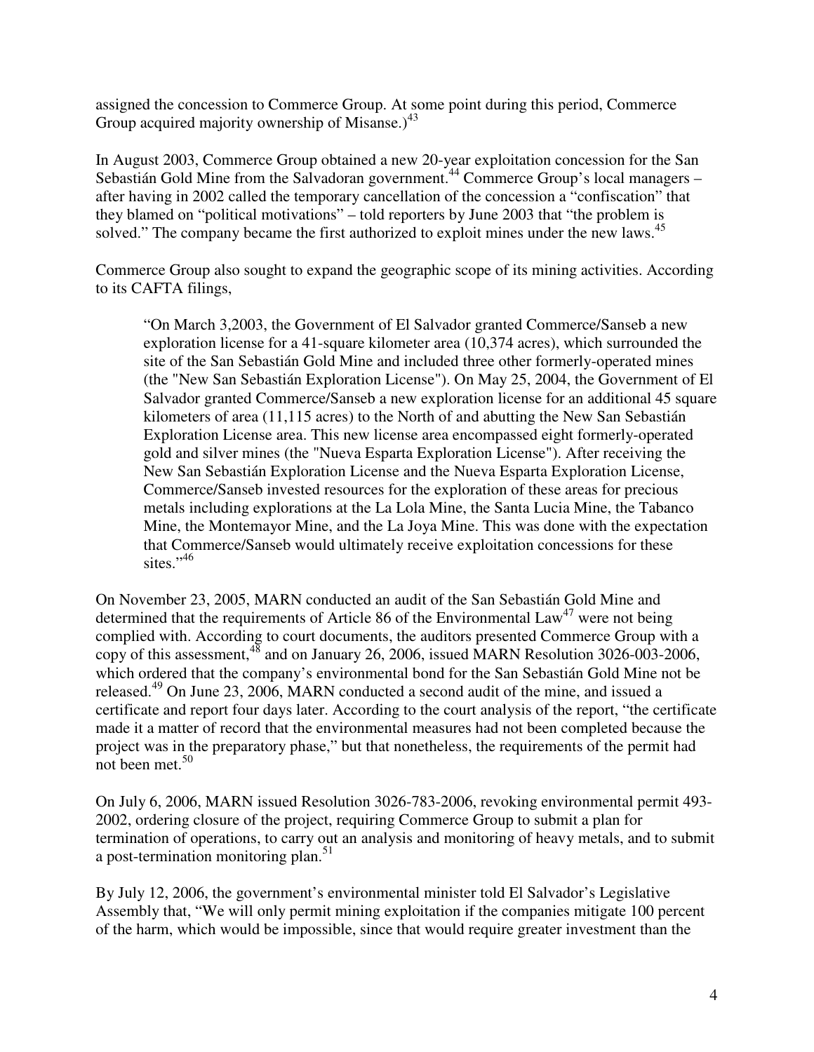assigned the concession to Commerce Group. At some point during this period, Commerce Group acquired majority ownership of Misanse.)[43]

In August 2003, Commerce Group obtained a new 20-year exploitation concession for the San Sebastián Gold Mine from the Salvadoran government.[44] Commerce Group's local managers – after having in 2002 called the temporary cancellation of the concession a "confiscation" that they blamed on "political motivations" – told reporters by June 2003 that "the problem is solved." The company became the first authorized to exploit mines under the new laws.[45]

Commerce Group also sought to expand the geographic scope of its mining activities. According to its CAFTA filings,

> "On March 3,2003, the Government of El Salvador granted Commerce/Sanseb a new exploration license for a 41-square kilometer area (10,374 acres), which surrounded the site of the San Sebastián Gold Mine and included three other formerly-operated mines (the "New San Sebastián Exploration License"). On May 25, 2004, the Government of El Salvador granted Commerce/Sanseb a new exploration license for an additional 45 square kilometers of area (11,115 acres) to the North of and abutting the New San Sebastián Exploration License area. This new license area encompassed eight formerly-operated gold and silver mines (the "Nueva Esparta Exploration License"). After receiving the New San Sebastián Exploration License and the Nueva Esparta Exploration License, Commerce/Sanseb invested resources for the exploration of these areas for precious metals including explorations at the La Lola Mine, the Santa Lucia Mine, the Tabanco Mine, the Montemayor Mine, and the La Joya Mine. This was done with the expectation that Commerce/Sanseb would ultimately receive exploitation concessions for these sites."[46]

On November 23, 2005, MARN conducted an audit of the San Sebastián Gold Mine and determined that the requirements of Article 86 of the Environmental Law[47] were not being complied with. According to court documents, the auditors presented Commerce Group with a copy of this assessment,[48] and on January 26, 2006, issued MARN Resolution 3026-003-2006, which ordered that the company's environmental bond for the San Sebastián Gold Mine not be released.[49] On June 23, 2006, MARN conducted a second audit of the mine, and issued a certificate and report four days later. According to the court analysis of the report, "the certificate made it a matter of record that the environmental measures had not been completed because the project was in the preparatory phase," but that nonetheless, the requirements of the permit had not been met.[50]

On July 6, 2006, MARN issued Resolution 3026-783-2006, revoking environmental permit 493-2002, ordering closure of the project, requiring Commerce Group to submit a plan for termination of operations, to carry out an analysis and monitoring of heavy metals, and to submit a post-termination monitoring plan.[51]

By July 12, 2006, the government's environmental minister told El Salvador's Legislative Assembly that, "We will only permit mining exploitation if the companies mitigate 100 percent of the harm, which would be impossible, since that would require greater investment than the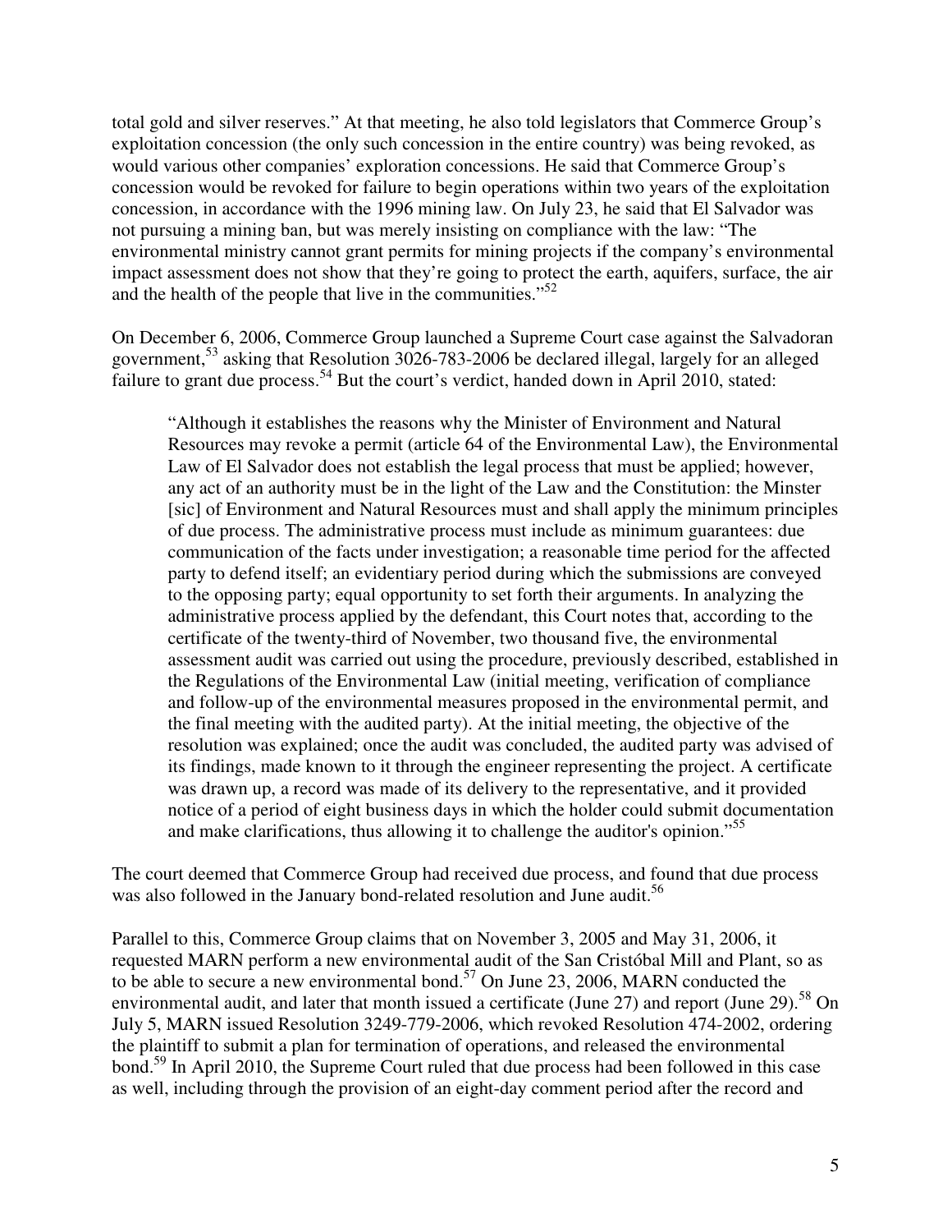total gold and silver reserves." At that meeting, he also told legislators that Commerce Group's exploitation concession (the only such concession in the entire country) was being revoked, as would various other companies' exploration concessions. He said that Commerce Group's concession would be revoked for failure to begin operations within two years of the exploitation concession, in accordance with the 1996 mining law. On July 23, he said that El Salvador was not pursuing a mining ban, but was merely insisting on compliance with the law: "The environmental ministry cannot grant permits for mining projects if the company's environmental impact assessment does not show that they're going to protect the earth, aquifers, surface, the air and the health of the people that live in the communities."[52]

On December 6, 2006, Commerce Group launched a Supreme Court case against the Salvadoran government,[53] asking that Resolution 3026-783-2006 be declared illegal, largely for an alleged failure to grant due process.[54] But the court's verdict, handed down in April 2010, stated:

> "Although it establishes the reasons why the Minister of Environment and Natural Resources may revoke a permit (article 64 of the Environmental Law), the Environmental Law of El Salvador does not establish the legal process that must be applied; however, any act of an authority must be in the light of the Law and the Constitution: the Minster [sic] of Environment and Natural Resources must and shall apply the minimum principles of due process. The administrative process must include as minimum guarantees: due communication of the facts under investigation; a reasonable time period for the affected party to defend itself; an evidentiary period during which the submissions are conveyed to the opposing party; equal opportunity to set forth their arguments. In analyzing the administrative process applied by the defendant, this Court notes that, according to the certificate of the twenty-third of November, two thousand five, the environmental assessment audit was carried out using the procedure, previously described, established in the Regulations of the Environmental Law (initial meeting, verification of compliance and follow-up of the environmental measures proposed in the environmental permit, and the final meeting with the audited party). At the initial meeting, the objective of the resolution was explained; once the audit was concluded, the audited party was advised of its findings, made known to it through the engineer representing the project. A certificate was drawn up, a record was made of its delivery to the representative, and it provided notice of a period of eight business days in which the holder could submit documentation and make clarifications, thus allowing it to challenge the auditor's opinion."[55]

The court deemed that Commerce Group had received due process, and found that due process was also followed in the January bond-related resolution and June audit.[56]

Parallel to this, Commerce Group claims that on November 3, 2005 and May 31, 2006, it requested MARN perform a new environmental audit of the San Cristóbal Mill and Plant, so as to be able to secure a new environmental bond.[57] On June 23, 2006, MARN conducted the environmental audit, and later that month issued a certificate (June 27) and report (June 29).[58] On July 5, MARN issued Resolution 3249-779-2006, which revoked Resolution 474-2002, ordering the plaintiff to submit a plan for termination of operations, and released the environmental bond.[59] In April 2010, the Supreme Court ruled that due process had been followed in this case as well, including through the provision of an eight-day comment period after the record and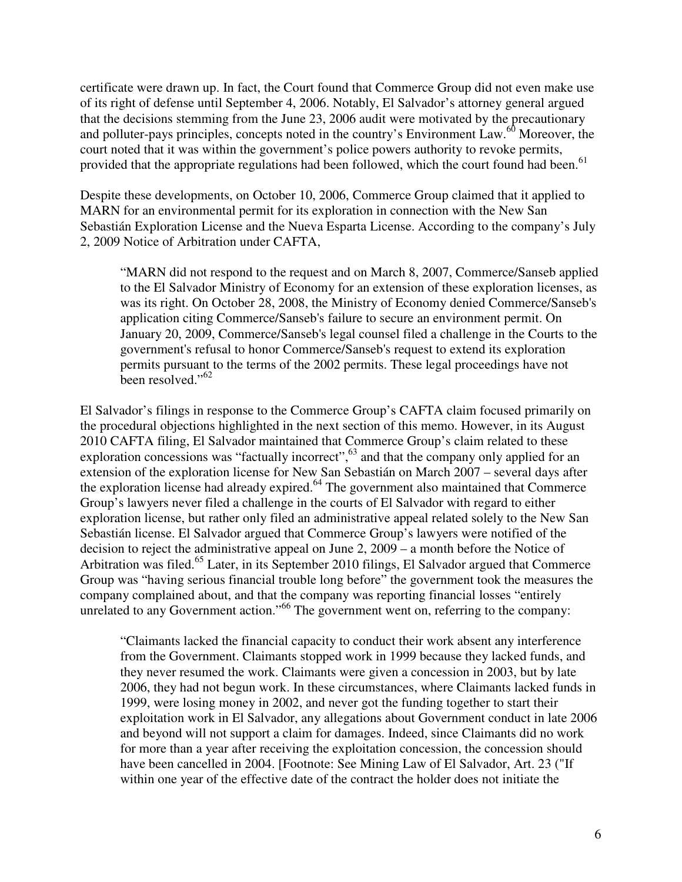certificate were drawn up. In fact, the Court found that Commerce Group did not even make use of its right of defense until September 4, 2006. Notably, El Salvador's attorney general argued that the decisions stemming from the June 23, 2006 audit were motivated by the precautionary and polluter-pays principles, concepts noted in the country's Environment Law.[60] Moreover, the court noted that it was within the government's police powers authority to revoke permits, provided that the appropriate regulations had been followed, which the court found had been.[61]

Despite these developments, on October 10, 2006, Commerce Group claimed that it applied to MARN for an environmental permit for its exploration in connection with the New San Sebastián Exploration License and the Nueva Esparta License. According to the company's July 2, 2009 Notice of Arbitration under CAFTA,

> "MARN did not respond to the request and on March 8, 2007, Commerce/Sanseb applied to the El Salvador Ministry of Economy for an extension of these exploration licenses, as was its right. On October 28, 2008, the Ministry of Economy denied Commerce/Sanseb's application citing Commerce/Sanseb's failure to secure an environment permit. On January 20, 2009, Commerce/Sanseb's legal counsel filed a challenge in the Courts to the government's refusal to honor Commerce/Sanseb's request to extend its exploration permits pursuant to the terms of the 2002 permits. These legal proceedings have not been resolved."[62]

El Salvador's filings in response to the Commerce Group's CAFTA claim focused primarily on the procedural objections highlighted in the next section of this memo. However, in its August 2010 CAFTA filing, El Salvador maintained that Commerce Group's claim related to these exploration concessions was "factually incorrect",[63] and that the company only applied for an extension of the exploration license for New San Sebastián on March 2007 – several days after the exploration license had already expired.[64] The government also maintained that Commerce Group's lawyers never filed a challenge in the courts of El Salvador with regard to either exploration license, but rather only filed an administrative appeal related solely to the New San Sebastián license. El Salvador argued that Commerce Group's lawyers were notified of the decision to reject the administrative appeal on June 2, 2009 – a month before the Notice of Arbitration was filed.[65] Later, in its September 2010 filings, El Salvador argued that Commerce Group was "having serious financial trouble long before" the government took the measures the company complained about, and that the company was reporting financial losses "entirely unrelated to any Government action."[66] The government went on, referring to the company:

> "Claimants lacked the financial capacity to conduct their work absent any interference from the Government. Claimants stopped work in 1999 because they lacked funds, and they never resumed the work. Claimants were given a concession in 2003, but by late 2006, they had not begun work. In these circumstances, where Claimants lacked funds in 1999, were losing money in 2002, and never got the funding together to start their exploitation work in El Salvador, any allegations about Government conduct in late 2006 and beyond will not support a claim for damages. Indeed, since Claimants did no work for more than a year after receiving the exploitation concession, the concession should have been cancelled in 2004. [Footnote: See Mining Law of El Salvador, Art. 23 ("If within one year of the effective date of the contract the holder does not initiate the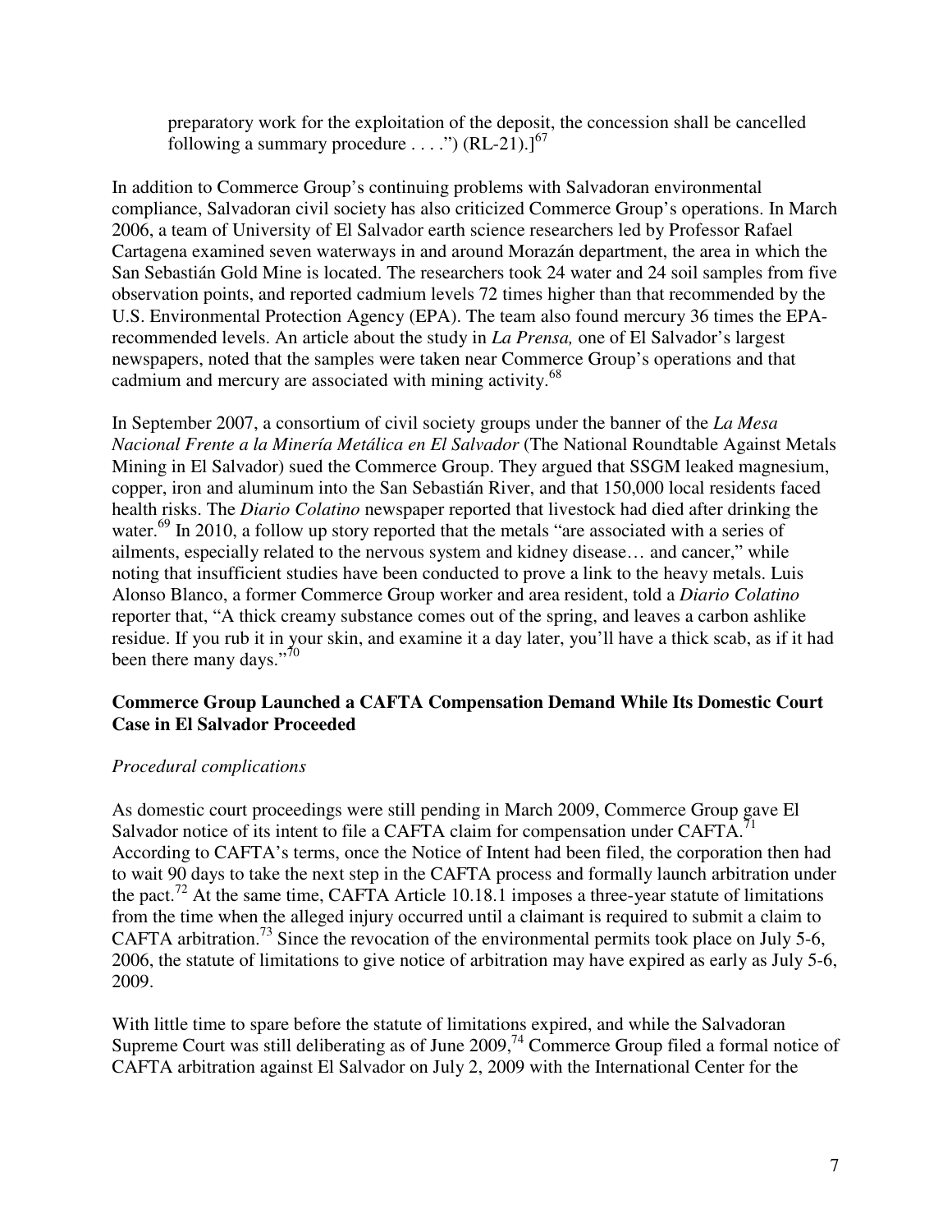preparatory work for the exploitation of the deposit, the concession shall be cancelled following a summary procedure . . . .") (RL-21).][67]

In addition to Commerce Group's continuing problems with Salvadoran environmental compliance, Salvadoran civil society has also criticized Commerce Group's operations. In March 2006, a team of University of El Salvador earth science researchers led by Professor Rafael Cartagena examined seven waterways in and around Morazán department, the area in which the San Sebastián Gold Mine is located. The researchers took 24 water and 24 soil samples from five observation points, and reported cadmium levels 72 times higher than that recommended by the U.S. Environmental Protection Agency (EPA). The team also found mercury 36 times the EPA-recommended levels. An article about the study in *La Prensa,* one of El Salvador's largest newspapers, noted that the samples were taken near Commerce Group's operations and that cadmium and mercury are associated with mining activity.[68]

In September 2007, a consortium of civil society groups under the banner of the *La Mesa Nacional Frente a la Minería Metálica en El Salvador* (The National Roundtable Against Metals Mining in El Salvador) sued the Commerce Group. They argued that SSGM leaked magnesium, copper, iron and aluminum into the San Sebastián River, and that 150,000 local residents faced health risks. The *Diario Colatino* newspaper reported that livestock had died after drinking the water.[69] In 2010, a follow up story reported that the metals "are associated with a series of ailments, especially related to the nervous system and kidney disease… and cancer," while noting that insufficient studies have been conducted to prove a link to the heavy metals. Luis Alonso Blanco, a former Commerce Group worker and area resident, told a *Diario Colatino* reporter that, "A thick creamy substance comes out of the spring, and leaves a carbon ashlike residue. If you rub it in your skin, and examine it a day later, you'll have a thick scab, as if it had been there many days."[70]

**Commerce Group Launched a CAFTA Compensation Demand While Its Domestic Court Case in El Salvador Proceeded**

*Procedural complications*

As domestic court proceedings were still pending in March 2009, Commerce Group gave El Salvador notice of its intent to file a CAFTA claim for compensation under CAFTA.[71] According to CAFTA's terms, once the Notice of Intent had been filed, the corporation then had to wait 90 days to take the next step in the CAFTA process and formally launch arbitration under the pact.[72] At the same time, CAFTA Article 10.18.1 imposes a three-year statute of limitations from the time when the alleged injury occurred until a claimant is required to submit a claim to CAFTA arbitration.[73] Since the revocation of the environmental permits took place on July 5-6, 2006, the statute of limitations to give notice of arbitration may have expired as early as July 5-6, 2009.

With little time to spare before the statute of limitations expired, and while the Salvadoran Supreme Court was still deliberating as of June 2009,[74] Commerce Group filed a formal notice of CAFTA arbitration against El Salvador on July 2, 2009 with the International Center for the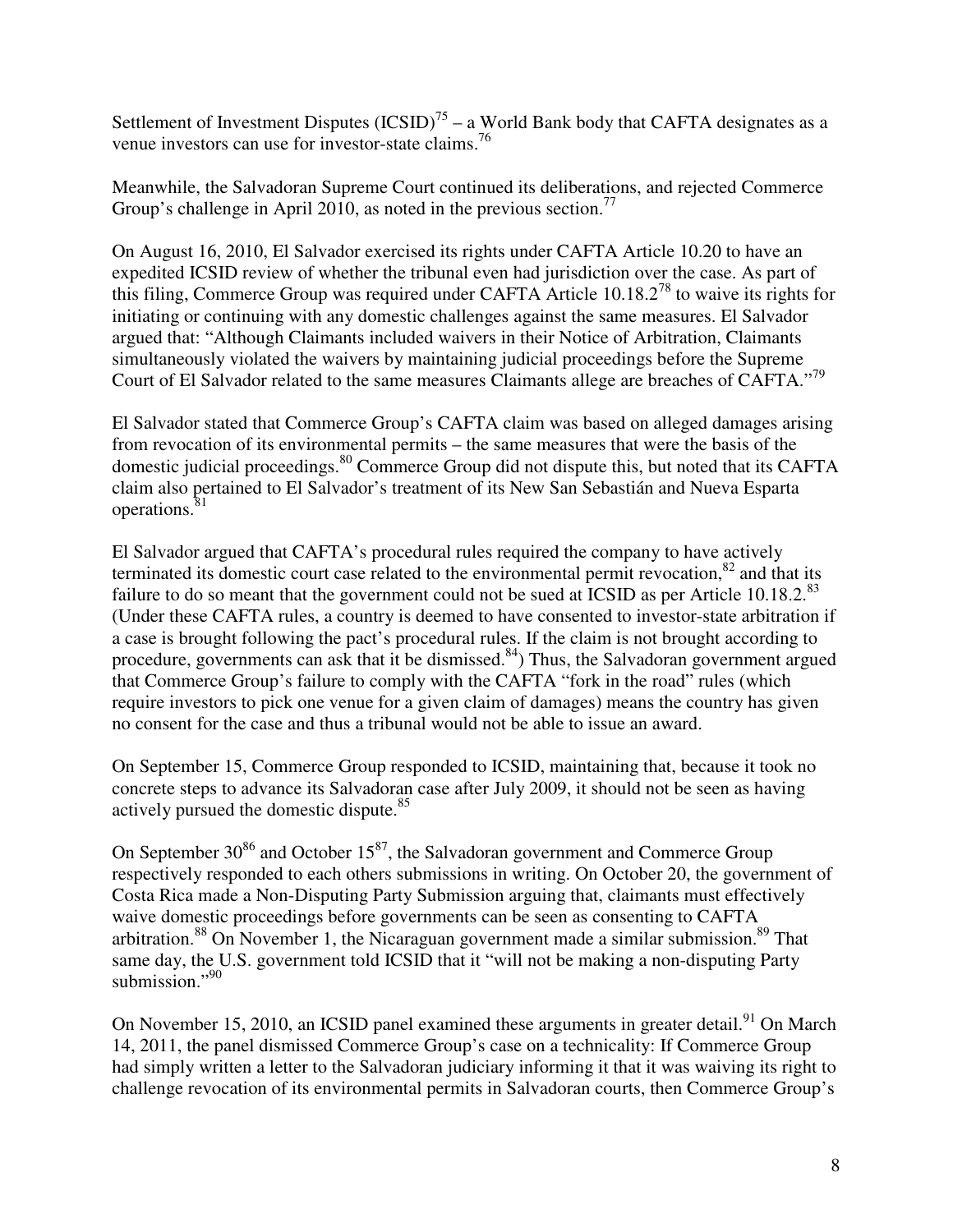Settlement of Investment Disputes (ICSID)[75] – a World Bank body that CAFTA designates as a venue investors can use for investor-state claims.[76]

Meanwhile, the Salvadoran Supreme Court continued its deliberations, and rejected Commerce Group's challenge in April 2010, as noted in the previous section.[77]

On August 16, 2010, El Salvador exercised its rights under CAFTA Article 10.20 to have an expedited ICSID review of whether the tribunal even had jurisdiction over the case. As part of this filing, Commerce Group was required under CAFTA Article 10.18.2[78] to waive its rights for initiating or continuing with any domestic challenges against the same measures. El Salvador argued that: "Although Claimants included waivers in their Notice of Arbitration, Claimants simultaneously violated the waivers by maintaining judicial proceedings before the Supreme Court of El Salvador related to the same measures Claimants allege are breaches of CAFTA."[79]

El Salvador stated that Commerce Group's CAFTA claim was based on alleged damages arising from revocation of its environmental permits – the same measures that were the basis of the domestic judicial proceedings.[80] Commerce Group did not dispute this, but noted that its CAFTA claim also pertained to El Salvador's treatment of its New San Sebastián and Nueva Esparta operations.[81]

El Salvador argued that CAFTA's procedural rules required the company to have actively terminated its domestic court case related to the environmental permit revocation,[82] and that its failure to do so meant that the government could not be sued at ICSID as per Article 10.18.2.[83] (Under these CAFTA rules, a country is deemed to have consented to investor-state arbitration if a case is brought following the pact's procedural rules. If the claim is not brought according to procedure, governments can ask that it be dismissed.[84]) Thus, the Salvadoran government argued that Commerce Group's failure to comply with the CAFTA "fork in the road" rules (which require investors to pick one venue for a given claim of damages) means the country has given no consent for the case and thus a tribunal would not be able to issue an award.

On September 15, Commerce Group responded to ICSID, maintaining that, because it took no concrete steps to advance its Salvadoran case after July 2009, it should not be seen as having actively pursued the domestic dispute.[85]

On September 30[86] and October 15[87], the Salvadoran government and Commerce Group respectively responded to each others submissions in writing. On October 20, the government of Costa Rica made a Non-Disputing Party Submission arguing that, claimants must effectively waive domestic proceedings before governments can be seen as consenting to CAFTA arbitration.[88] On November 1, the Nicaraguan government made a similar submission.[89] That same day, the U.S. government told ICSID that it "will not be making a non-disputing Party submission."[90]

On November 15, 2010, an ICSID panel examined these arguments in greater detail.[91] On March 14, 2011, the panel dismissed Commerce Group's case on a technicality: If Commerce Group had simply written a letter to the Salvadoran judiciary informing it that it was waiving its right to challenge revocation of its environmental permits in Salvadoran courts, then Commerce Group's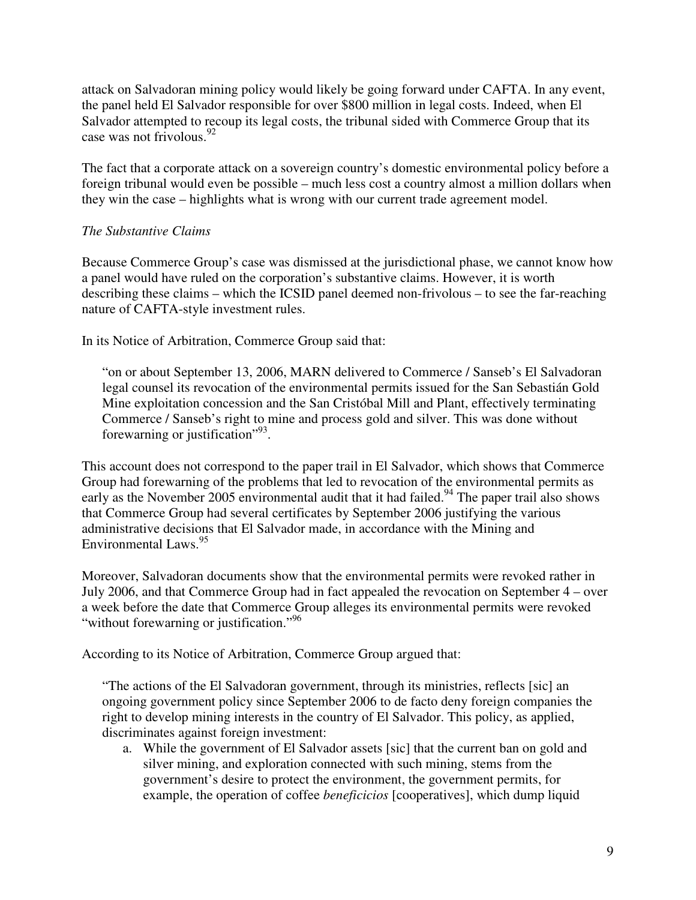attack on Salvadoran mining policy would likely be going forward under CAFTA. In any event, the panel held El Salvador responsible for over $800 million in legal costs. Indeed, when El Salvador attempted to recoup its legal costs, the tribunal sided with Commerce Group that its case was not frivolous.[92]

The fact that a corporate attack on a sovereign country's domestic environmental policy before a foreign tribunal would even be possible – much less cost a country almost a million dollars when they win the case – highlights what is wrong with our current trade agreement model.

*The Substantive Claims*

Because Commerce Group's case was dismissed at the jurisdictional phase, we cannot know how a panel would have ruled on the corporation's substantive claims. However, it is worth describing these claims – which the ICSID panel deemed non-frivolous – to see the far-reaching nature of CAFTA-style investment rules.

In its Notice of Arbitration, Commerce Group said that:

> "on or about September 13, 2006, MARN delivered to Commerce / Sanseb's El Salvadoran legal counsel its revocation of the environmental permits issued for the San Sebastián Gold Mine exploitation concession and the San Cristóbal Mill and Plant, effectively terminating Commerce / Sanseb's right to mine and process gold and silver. This was done without forewarning or justification"[93].

This account does not correspond to the paper trail in El Salvador, which shows that Commerce Group had forewarning of the problems that led to revocation of the environmental permits as early as the November 2005 environmental audit that it had failed.[94] The paper trail also shows that Commerce Group had several certificates by September 2006 justifying the various administrative decisions that El Salvador made, in accordance with the Mining and Environmental Laws.[95]

Moreover, Salvadoran documents show that the environmental permits were revoked rather in July 2006, and that Commerce Group had in fact appealed the revocation on September 4 – over a week before the date that Commerce Group alleges its environmental permits were revoked "without forewarning or justification."[96]

According to its Notice of Arbitration, Commerce Group argued that:

> "The actions of the El Salvadoran government, through its ministries, reflects [sic] an ongoing government policy since September 2006 to de facto deny foreign companies the right to develop mining interests in the country of El Salvador. This policy, as applied, discriminates against foreign investment:
>
> a. While the government of El Salvador assets [sic] that the current ban on gold and silver mining, and exploration connected with such mining, stems from the government's desire to protect the environment, the government permits, for example, the operation of coffee *beneficicios* [cooperatives], which dump liquid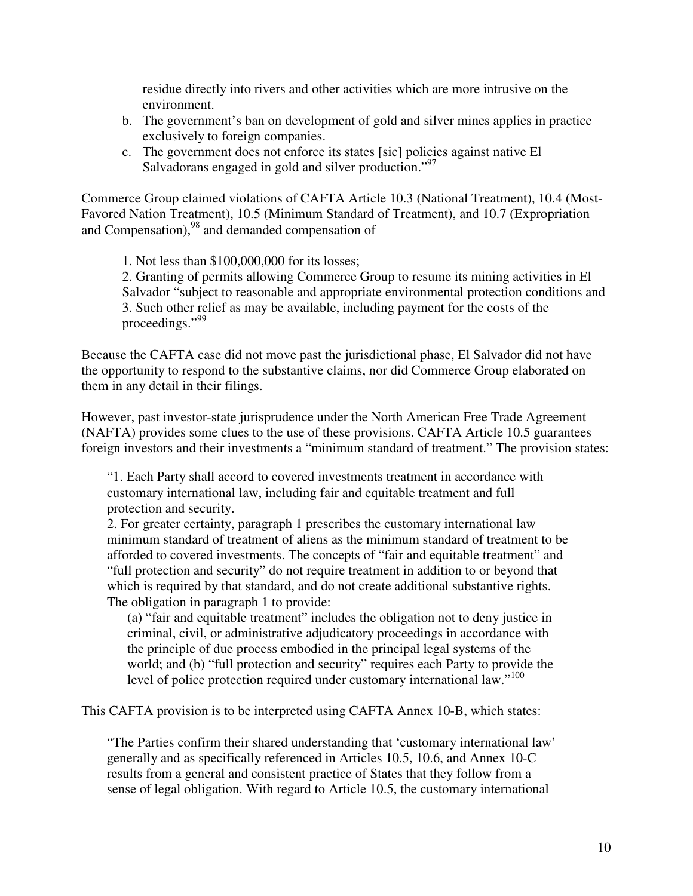residue directly into rivers and other activities which are more intrusive on the environment.

b. The government's ban on development of gold and silver mines applies in practice exclusively to foreign companies.
c. The government does not enforce its states [sic] policies against native El Salvadorans engaged in gold and silver production."[97]

Commerce Group claimed violations of CAFTA Article 10.3 (National Treatment), 10.4 (Most-Favored Nation Treatment), 10.5 (Minimum Standard of Treatment), and 10.7 (Expropriation and Compensation),[98] and demanded compensation of

> 1. Not less than $100,000,000 for its losses;
> 2. Granting of permits allowing Commerce Group to resume its mining activities in El Salvador "subject to reasonable and appropriate environmental protection conditions and
> 3. Such other relief as may be available, including payment for the costs of the proceedings."[99]

Because the CAFTA case did not move past the jurisdictional phase, El Salvador did not have the opportunity to respond to the substantive claims, nor did Commerce Group elaborated on them in any detail in their filings.

However, past investor-state jurisprudence under the North American Free Trade Agreement (NAFTA) provides some clues to the use of these provisions. CAFTA Article 10.5 guarantees foreign investors and their investments a "minimum standard of treatment." The provision states:

> "1. Each Party shall accord to covered investments treatment in accordance with customary international law, including fair and equitable treatment and full protection and security.
> 2. For greater certainty, paragraph 1 prescribes the customary international law minimum standard of treatment of aliens as the minimum standard of treatment to be afforded to covered investments. The concepts of "fair and equitable treatment" and "full protection and security" do not require treatment in addition to or beyond that which is required by that standard, and do not create additional substantive rights. The obligation in paragraph 1 to provide:
>
> > (a) "fair and equitable treatment" includes the obligation not to deny justice in criminal, civil, or administrative adjudicatory proceedings in accordance with the principle of due process embodied in the principal legal systems of the world; and (b) "full protection and security" requires each Party to provide the level of police protection required under customary international law."[100]

This CAFTA provision is to be interpreted using CAFTA Annex 10-B, which states:

> "The Parties confirm their shared understanding that 'customary international law' generally and as specifically referenced in Articles 10.5, 10.6, and Annex 10-C results from a general and consistent practice of States that they follow from a sense of legal obligation. With regard to Article 10.5, the customary international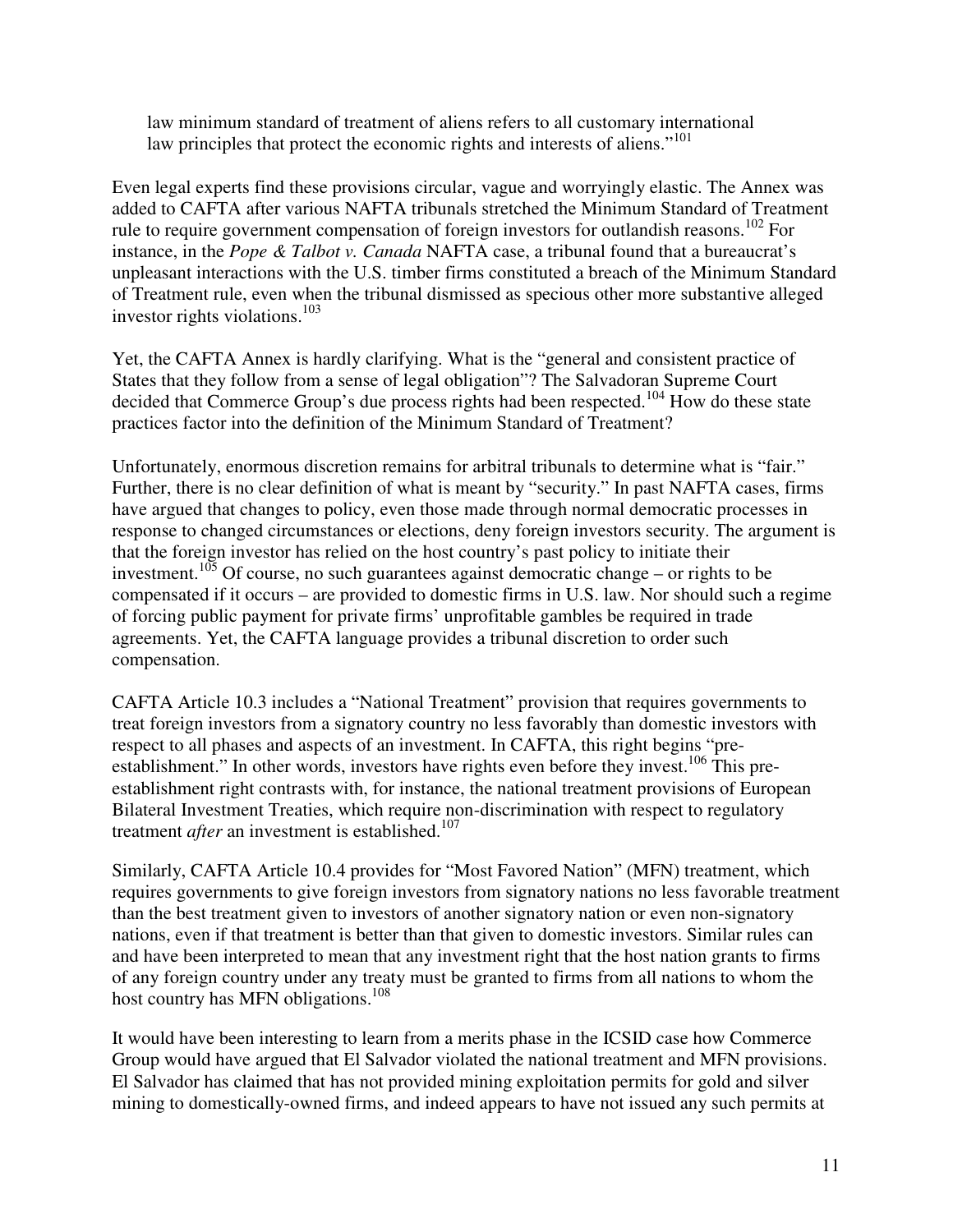law minimum standard of treatment of aliens refers to all customary international law principles that protect the economic rights and interests of aliens."[101]

Even legal experts find these provisions circular, vague and worryingly elastic. The Annex was added to CAFTA after various NAFTA tribunals stretched the Minimum Standard of Treatment rule to require government compensation of foreign investors for outlandish reasons.[102] For instance, in the *Pope & Talbot v. Canada* NAFTA case, a tribunal found that a bureaucrat's unpleasant interactions with the U.S. timber firms constituted a breach of the Minimum Standard of Treatment rule, even when the tribunal dismissed as specious other more substantive alleged investor rights violations.[103]

Yet, the CAFTA Annex is hardly clarifying. What is the "general and consistent practice of States that they follow from a sense of legal obligation"? The Salvadoran Supreme Court decided that Commerce Group's due process rights had been respected.[104] How do these state practices factor into the definition of the Minimum Standard of Treatment?

Unfortunately, enormous discretion remains for arbitral tribunals to determine what is "fair." Further, there is no clear definition of what is meant by "security." In past NAFTA cases, firms have argued that changes to policy, even those made through normal democratic processes in response to changed circumstances or elections, deny foreign investors security. The argument is that the foreign investor has relied on the host country's past policy to initiate their investment.[105] Of course, no such guarantees against democratic change – or rights to be compensated if it occurs – are provided to domestic firms in U.S. law. Nor should such a regime of forcing public payment for private firms' unprofitable gambles be required in trade agreements. Yet, the CAFTA language provides a tribunal discretion to order such compensation.

CAFTA Article 10.3 includes a "National Treatment" provision that requires governments to treat foreign investors from a signatory country no less favorably than domestic investors with respect to all phases and aspects of an investment. In CAFTA, this right begins "pre-establishment." In other words, investors have rights even before they invest.[106] This pre-establishment right contrasts with, for instance, the national treatment provisions of European Bilateral Investment Treaties, which require non-discrimination with respect to regulatory treatment *after* an investment is established.[107]

Similarly, CAFTA Article 10.4 provides for "Most Favored Nation" (MFN) treatment, which requires governments to give foreign investors from signatory nations no less favorable treatment than the best treatment given to investors of another signatory nation or even non-signatory nations, even if that treatment is better than that given to domestic investors. Similar rules can and have been interpreted to mean that any investment right that the host nation grants to firms of any foreign country under any treaty must be granted to firms from all nations to whom the host country has MFN obligations.[108]

It would have been interesting to learn from a merits phase in the ICSID case how Commerce Group would have argued that El Salvador violated the national treatment and MFN provisions. El Salvador has claimed that has not provided mining exploitation permits for gold and silver mining to domestically-owned firms, and indeed appears to have not issued any such permits at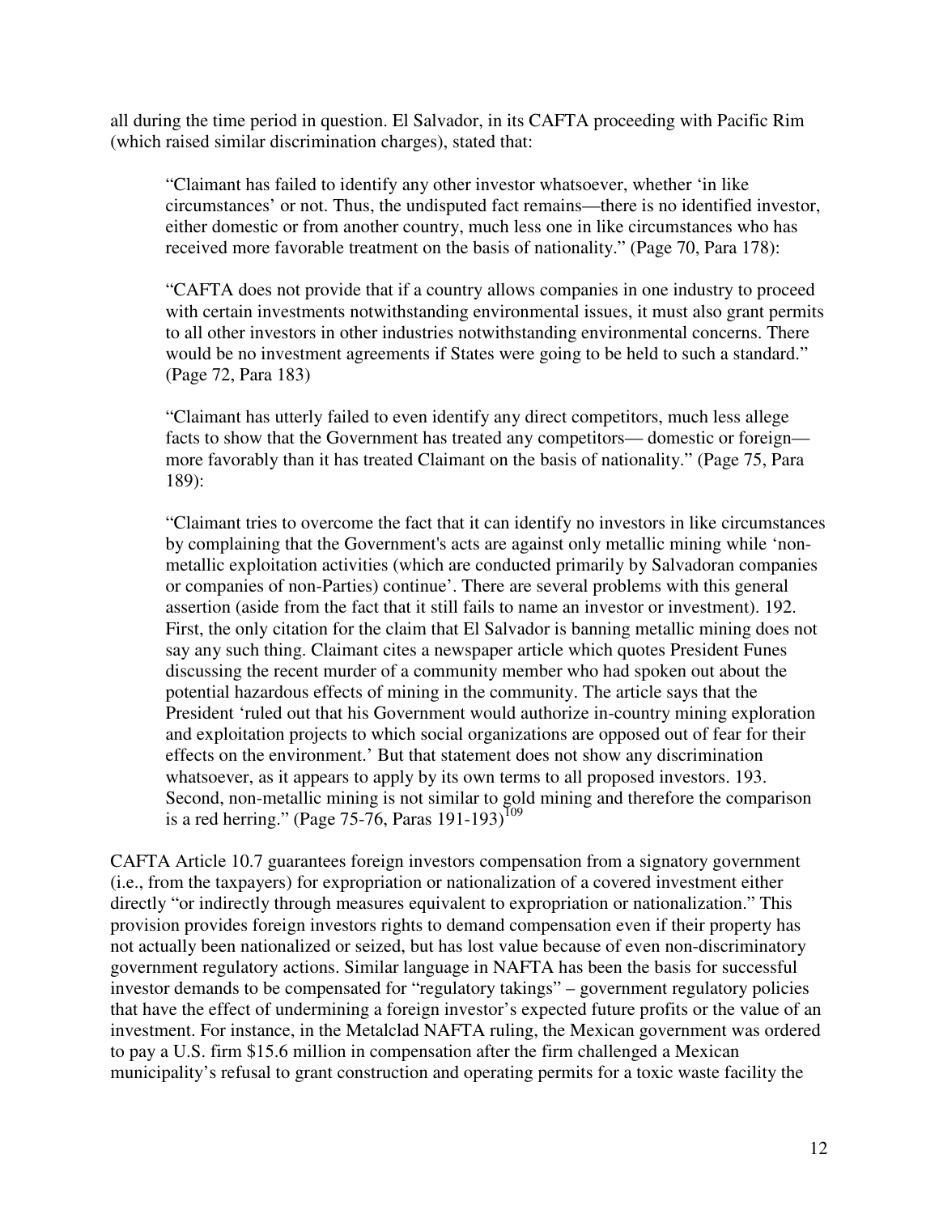all during the time period in question. El Salvador, in its CAFTA proceeding with Pacific Rim (which raised similar discrimination charges), stated that:

> "Claimant has failed to identify any other investor whatsoever, whether 'in like circumstances' or not. Thus, the undisputed fact remains—there is no identified investor, either domestic or from another country, much less one in like circumstances who has received more favorable treatment on the basis of nationality." (Page 70, Para 178):
>
> "CAFTA does not provide that if a country allows companies in one industry to proceed with certain investments notwithstanding environmental issues, it must also grant permits to all other investors in other industries notwithstanding environmental concerns. There would be no investment agreements if States were going to be held to such a standard." (Page 72, Para 183)
>
> "Claimant has utterly failed to even identify any direct competitors, much less allege facts to show that the Government has treated any competitors— domestic or foreign— more favorably than it has treated Claimant on the basis of nationality." (Page 75, Para 189):
>
> "Claimant tries to overcome the fact that it can identify no investors in like circumstances by complaining that the Government's acts are against only metallic mining while 'non-metallic exploitation activities (which are conducted primarily by Salvadoran companies or companies of non-Parties) continue'. There are several problems with this general assertion (aside from the fact that it still fails to name an investor or investment). 192. First, the only citation for the claim that El Salvador is banning metallic mining does not say any such thing. Claimant cites a newspaper article which quotes President Funes discussing the recent murder of a community member who had spoken out about the potential hazardous effects of mining in the community. The article says that the President 'ruled out that his Government would authorize in-country mining exploration and exploitation projects to which social organizations are opposed out of fear for their effects on the environment.' But that statement does not show any discrimination whatsoever, as it appears to apply by its own terms to all proposed investors. 193. Second, non-metallic mining is not similar to gold mining and therefore the comparison is a red herring." (Page 75-76, Paras 191-193)[109]

CAFTA Article 10.7 guarantees foreign investors compensation from a signatory government (i.e., from the taxpayers) for expropriation or nationalization of a covered investment either directly "or indirectly through measures equivalent to expropriation or nationalization." This provision provides foreign investors rights to demand compensation even if their property has not actually been nationalized or seized, but has lost value because of even non-discriminatory government regulatory actions. Similar language in NAFTA has been the basis for successful investor demands to be compensated for "regulatory takings" – government regulatory policies that have the effect of undermining a foreign investor's expected future profits or the value of an investment. For instance, in the Metalclad NAFTA ruling, the Mexican government was ordered to pay a U.S. firm $15.6 million in compensation after the firm challenged a Mexican municipality's refusal to grant construction and operating permits for a toxic waste facility the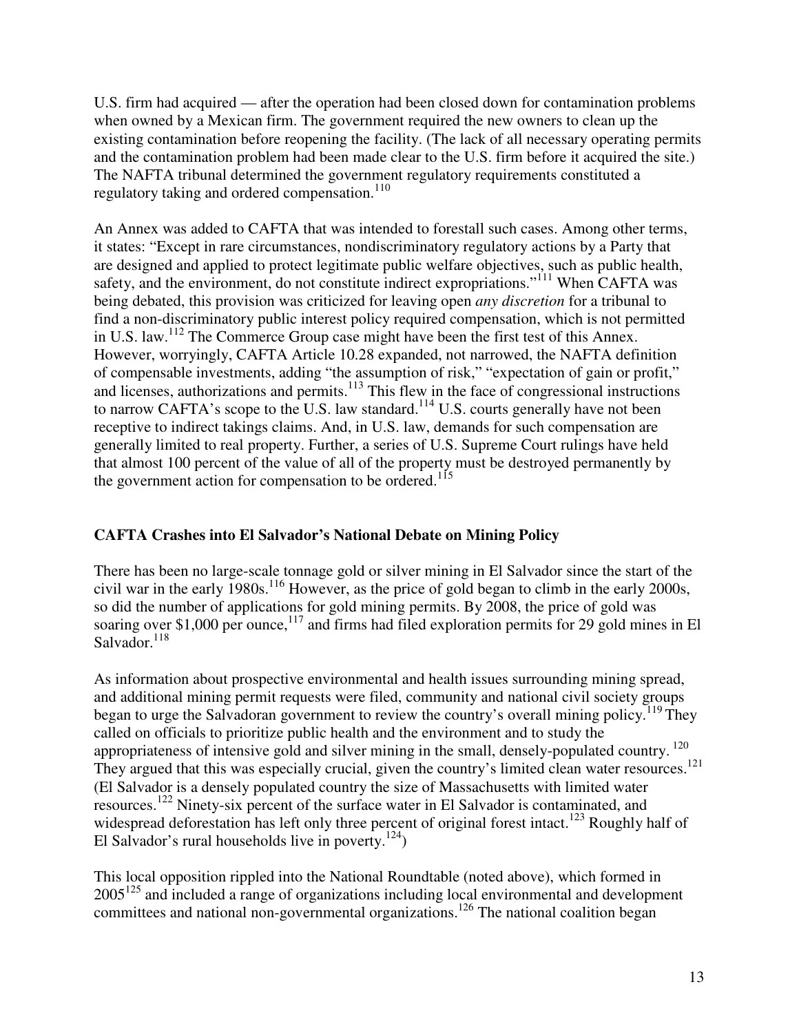U.S. firm had acquired — after the operation had been closed down for contamination problems when owned by a Mexican firm. The government required the new owners to clean up the existing contamination before reopening the facility. (The lack of all necessary operating permits and the contamination problem had been made clear to the U.S. firm before it acquired the site.) The NAFTA tribunal determined the government regulatory requirements constituted a regulatory taking and ordered compensation.[110]

An Annex was added to CAFTA that was intended to forestall such cases. Among other terms, it states: "Except in rare circumstances, nondiscriminatory regulatory actions by a Party that are designed and applied to protect legitimate public welfare objectives, such as public health, safety, and the environment, do not constitute indirect expropriations."[111] When CAFTA was being debated, this provision was criticized for leaving open *any discretion* for a tribunal to find a non-discriminatory public interest policy required compensation, which is not permitted in U.S. law.[112] The Commerce Group case might have been the first test of this Annex. However, worryingly, CAFTA Article 10.28 expanded, not narrowed, the NAFTA definition of compensable investments, adding "the assumption of risk," "expectation of gain or profit," and licenses, authorizations and permits.[113] This flew in the face of congressional instructions to narrow CAFTA's scope to the U.S. law standard.[114] U.S. courts generally have not been receptive to indirect takings claims. And, in U.S. law, demands for such compensation are generally limited to real property. Further, a series of U.S. Supreme Court rulings have held that almost 100 percent of the value of all of the property must be destroyed permanently by the government action for compensation to be ordered.[115]

## CAFTA Crashes into El Salvador's National Debate on Mining Policy

There has been no large-scale tonnage gold or silver mining in El Salvador since the start of the civil war in the early 1980s.[116] However, as the price of gold began to climb in the early 2000s, so did the number of applications for gold mining permits. By 2008, the price of gold was soaring over $1,000 per ounce,[117] and firms had filed exploration permits for 29 gold mines in El Salvador.[118]

As information about prospective environmental and health issues surrounding mining spread, and additional mining permit requests were filed, community and national civil society groups began to urge the Salvadoran government to review the country's overall mining policy.[119] They called on officials to prioritize public health and the environment and to study the appropriateness of intensive gold and silver mining in the small, densely-populated country.[120] They argued that this was especially crucial, given the country's limited clean water resources.[121] (El Salvador is a densely populated country the size of Massachusetts with limited water resources.[122] Ninety-six percent of the surface water in El Salvador is contaminated, and widespread deforestation has left only three percent of original forest intact.[123] Roughly half of El Salvador's rural households live in poverty.[124])

This local opposition rippled into the National Roundtable (noted above), which formed in 2005[125] and included a range of organizations including local environmental and development committees and national non-governmental organizations.[126] The national coalition began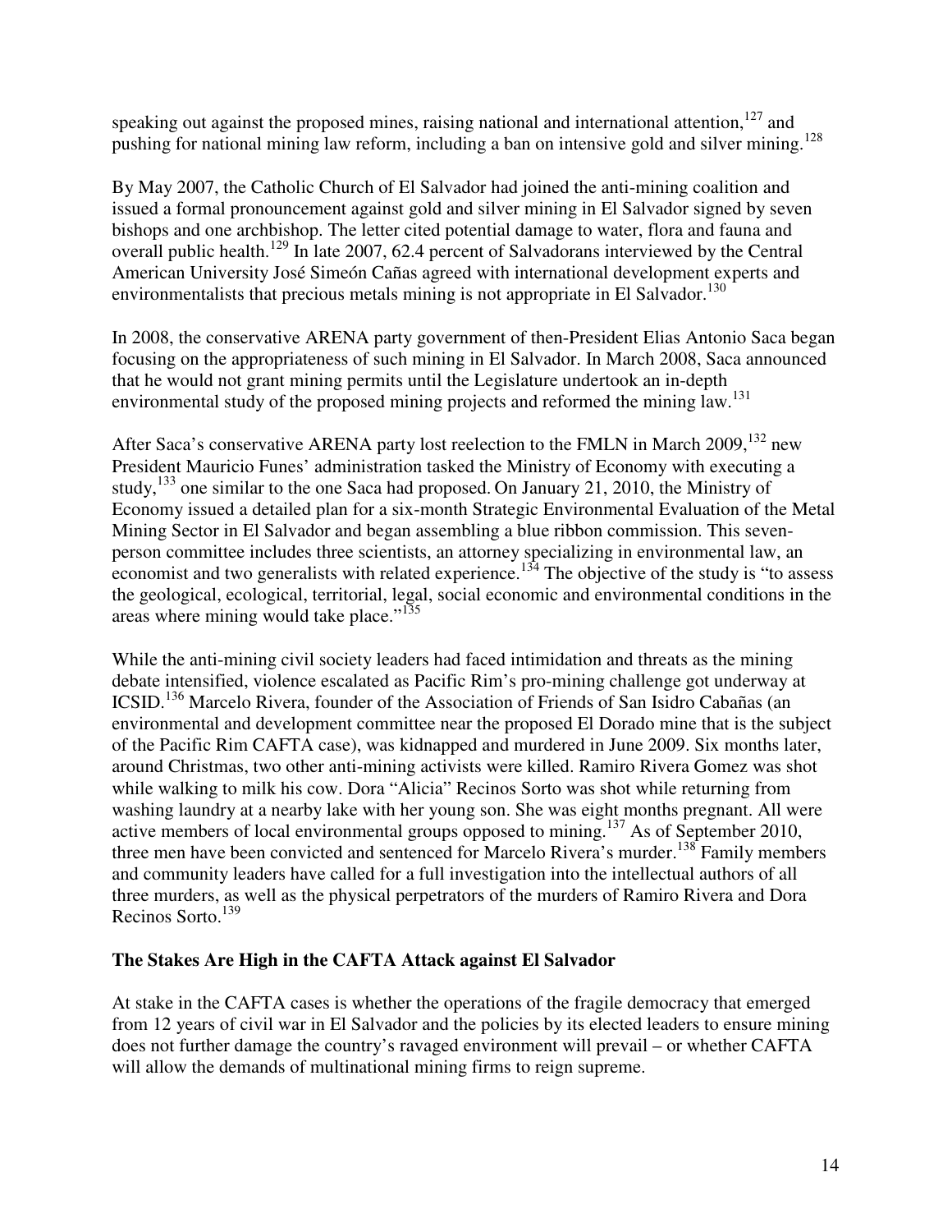speaking out against the proposed mines, raising national and international attention,[127] and pushing for national mining law reform, including a ban on intensive gold and silver mining.[128]

By May 2007, the Catholic Church of El Salvador had joined the anti-mining coalition and issued a formal pronouncement against gold and silver mining in El Salvador signed by seven bishops and one archbishop. The letter cited potential damage to water, flora and fauna and overall public health.[129] In late 2007, 62.4 percent of Salvadorans interviewed by the Central American University José Simeón Cañas agreed with international development experts and environmentalists that precious metals mining is not appropriate in El Salvador.[130]

In 2008, the conservative ARENA party government of then-President Elias Antonio Saca began focusing on the appropriateness of such mining in El Salvador. In March 2008, Saca announced that he would not grant mining permits until the Legislature undertook an in-depth environmental study of the proposed mining projects and reformed the mining law.[131]

After Saca's conservative ARENA party lost reelection to the FMLN in March 2009,[132] new President Mauricio Funes' administration tasked the Ministry of Economy with executing a study,[133] one similar to the one Saca had proposed. On January 21, 2010, the Ministry of Economy issued a detailed plan for a six-month Strategic Environmental Evaluation of the Metal Mining Sector in El Salvador and began assembling a blue ribbon commission. This seven-person committee includes three scientists, an attorney specializing in environmental law, an economist and two generalists with related experience.[134] The objective of the study is "to assess the geological, ecological, territorial, legal, social economic and environmental conditions in the areas where mining would take place."[135]

While the anti-mining civil society leaders had faced intimidation and threats as the mining debate intensified, violence escalated as Pacific Rim's pro-mining challenge got underway at ICSID.[136] Marcelo Rivera, founder of the Association of Friends of San Isidro Cabañas (an environmental and development committee near the proposed El Dorado mine that is the subject of the Pacific Rim CAFTA case), was kidnapped and murdered in June 2009. Six months later, around Christmas, two other anti-mining activists were killed. Ramiro Rivera Gomez was shot while walking to milk his cow. Dora "Alicia" Recinos Sorto was shot while returning from washing laundry at a nearby lake with her young son. She was eight months pregnant. All were active members of local environmental groups opposed to mining.[137] As of September 2010, three men have been convicted and sentenced for Marcelo Rivera's murder.[138] Family members and community leaders have called for a full investigation into the intellectual authors of all three murders, as well as the physical perpetrators of the murders of Ramiro Rivera and Dora Recinos Sorto.[139]

## The Stakes Are High in the CAFTA Attack against El Salvador

At stake in the CAFTA cases is whether the operations of the fragile democracy that emerged from 12 years of civil war in El Salvador and the policies by its elected leaders to ensure mining does not further damage the country's ravaged environment will prevail – or whether CAFTA will allow the demands of multinational mining firms to reign supreme.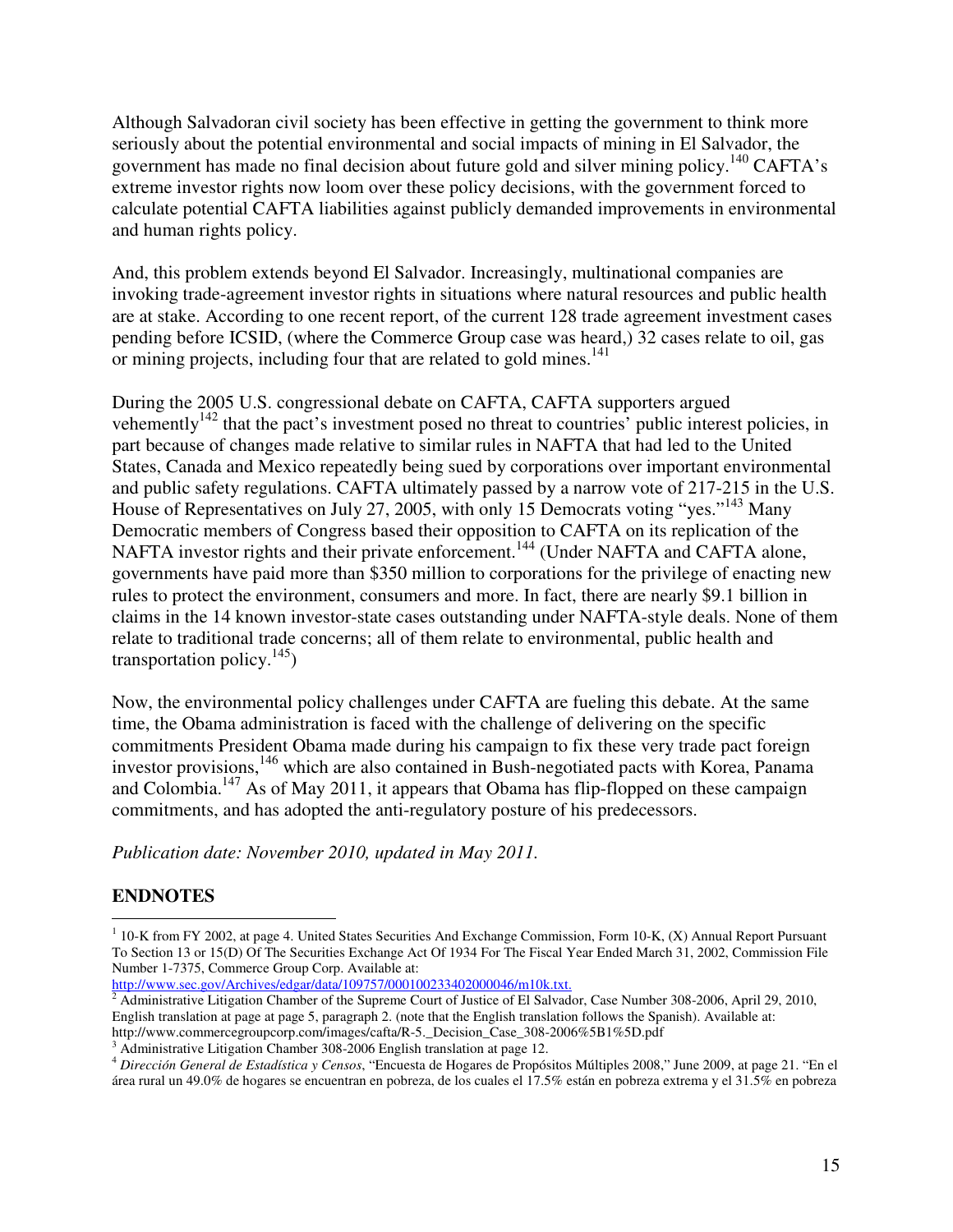Although Salvadoran civil society has been effective in getting the government to think more seriously about the potential environmental and social impacts of mining in El Salvador, the government has made no final decision about future gold and silver mining policy.[140] CAFTA's extreme investor rights now loom over these policy decisions, with the government forced to calculate potential CAFTA liabilities against publicly demanded improvements in environmental and human rights policy.

And, this problem extends beyond El Salvador. Increasingly, multinational companies are invoking trade-agreement investor rights in situations where natural resources and public health are at stake. According to one recent report, of the current 128 trade agreement investment cases pending before ICSID, (where the Commerce Group case was heard,) 32 cases relate to oil, gas or mining projects, including four that are related to gold mines.[141]

During the 2005 U.S. congressional debate on CAFTA, CAFTA supporters argued vehemently[142] that the pact's investment posed no threat to countries' public interest policies, in part because of changes made relative to similar rules in NAFTA that had led to the United States, Canada and Mexico repeatedly being sued by corporations over important environmental and public safety regulations. CAFTA ultimately passed by a narrow vote of 217-215 in the U.S. House of Representatives on July 27, 2005, with only 15 Democrats voting "yes."[143] Many Democratic members of Congress based their opposition to CAFTA on its replication of the NAFTA investor rights and their private enforcement.[144] (Under NAFTA and CAFTA alone, governments have paid more than $350 million to corporations for the privilege of enacting new rules to protect the environment, consumers and more. In fact, there are nearly $9.1 billion in claims in the 14 known investor-state cases outstanding under NAFTA-style deals. None of them relate to traditional trade concerns; all of them relate to environmental, public health and transportation policy.[145])

Now, the environmental policy challenges under CAFTA are fueling this debate. At the same time, the Obama administration is faced with the challenge of delivering on the specific commitments President Obama made during his campaign to fix these very trade pact foreign investor provisions,[146] which are also contained in Bush-negotiated pacts with Korea, Panama and Colombia.[147] As of May 2011, it appears that Obama has flip-flopped on these campaign commitments, and has adopted the anti-regulatory posture of his predecessors.

*Publication date: November 2010, updated in May 2011.*

## ENDNOTES

[1] 10-K from FY 2002, at page 4. United States Securities And Exchange Commission, Form 10-K, (X) Annual Report Pursuant To Section 13 or 15(D) Of The Securities Exchange Act Of 1934 For The Fiscal Year Ended March 31, 2002, Commission File Number 1-7375, Commerce Group Corp. Available at: http://www.sec.gov/Archives/edgar/data/109757/000100233402000046/m10k.txt.

[2] Administrative Litigation Chamber of the Supreme Court of Justice of El Salvador, Case Number 308-2006, April 29, 2010, English translation at page at page 5, paragraph 2. (note that the English translation follows the Spanish). Available at: http://www.commercegroupcorp.com/images/cafta/R-5._Decision_Case_308-2006%5B1%5D.pdf

[3] Administrative Litigation Chamber 308-2006 English translation at page 12.

[4] *Dirección General de Estadística y Censos*, "Encuesta de Hogares de Propósitos Múltiples 2008," June 2009, at page 21. "En el área rural un 49.0% de hogares se encuentran en pobreza, de los cuales el 17.5% están en pobreza extrema y el 31.5% en pobreza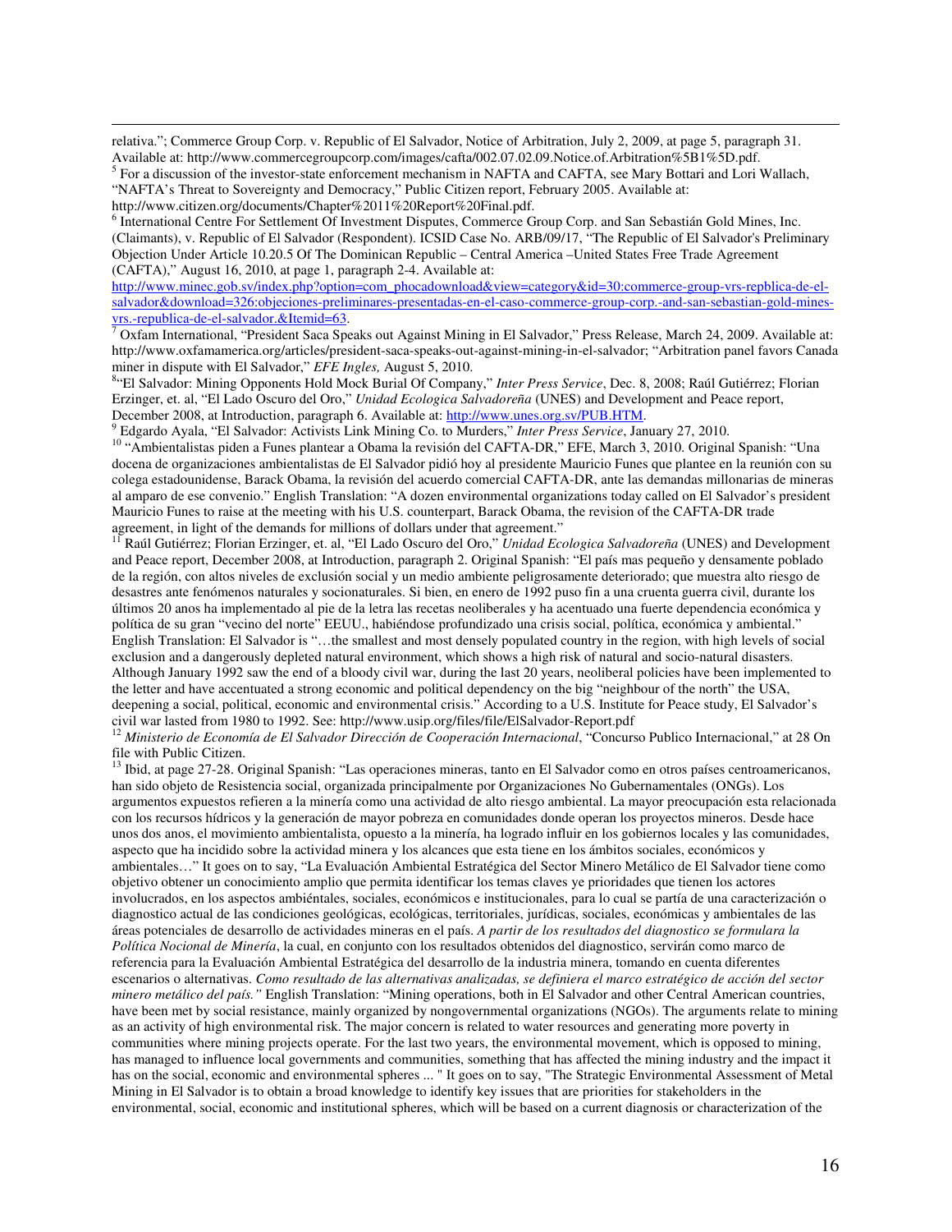relativa."; Commerce Group Corp. v. Republic of El Salvador, Notice of Arbitration, July 2, 2009, at page 5, paragraph 31. Available at: http://www.commercegroupcorp.com/images/cafta/002.07.02.09.Notice.of.Arbitration%5B1%5D.pdf.

[5] For a discussion of the investor-state enforcement mechanism in NAFTA and CAFTA, see Mary Bottari and Lori Wallach, "NAFTA's Threat to Sovereignty and Democracy," Public Citizen report, February 2005. Available at: http://www.citizen.org/documents/Chapter%2011%20Report%20Final.pdf.

[6] International Centre For Settlement Of Investment Disputes, Commerce Group Corp. and San Sebastián Gold Mines, Inc. (Claimants), v. Republic of El Salvador (Respondent). ICSID Case No. ARB/09/17, "The Republic of El Salvador's Preliminary Objection Under Article 10.20.5 Of The Dominican Republic – Central America –United States Free Trade Agreement (CAFTA)," August 16, 2010, at page 1, paragraph 2-4. Available at: http://www.minec.gob.sv/index.php?option=com_phocadownload&view=category&id=30:commerce-group-vrs-repblica-de-el-salvador&download=326:objeciones-preliminares-presentadas-en-el-caso-commerce-group-corp.-and-san-sebastian-gold-mines-vrs.-republica-de-el-salvador.&Itemid=63.

[7] Oxfam International, "President Saca Speaks out Against Mining in El Salvador," Press Release, March 24, 2009. Available at: http://www.oxfamamerica.org/articles/president-saca-speaks-out-against-mining-in-el-salvador; "Arbitration panel favors Canada miner in dispute with El Salvador," *EFE Ingles,* August 5, 2010.

[8] "El Salvador: Mining Opponents Hold Mock Burial Of Company," *Inter Press Service*, Dec. 8, 2008; Raúl Gutiérrez; Florian Erzinger, et. al, "El Lado Oscuro del Oro," *Unidad Ecologica Salvadoreña* (UNES) and Development and Peace report, December 2008, at Introduction, paragraph 6. Available at: http://www.unes.org.sv/PUB.HTM.

[9] Edgardo Ayala, "El Salvador: Activists Link Mining Co. to Murders," *Inter Press Service*, January 27, 2010.

[10] "Ambientalistas piden a Funes plantear a Obama la revisión del CAFTA-DR," EFE, March 3, 2010. Original Spanish: "Una docena de organizaciones ambientalistas de El Salvador pidió hoy al presidente Mauricio Funes que plantee en la reunión con su colega estadounidense, Barack Obama, la revisión del acuerdo comercial CAFTA-DR, ante las demandas millonarias de mineras al amparo de ese convenio." English Translation: "A dozen environmental organizations today called on El Salvador's president Mauricio Funes to raise at the meeting with his U.S. counterpart, Barack Obama, the revision of the CAFTA-DR trade agreement, in light of the demands for millions of dollars under that agreement."

[11] Raúl Gutiérrez; Florian Erzinger, et. al, "El Lado Oscuro del Oro," *Unidad Ecologica Salvadoreña* (UNES) and Development and Peace report, December 2008, at Introduction, paragraph 2. Original Spanish: "El país mas pequeño y densamente poblado de la región, con altos niveles de exclusión social y un medio ambiente peligrosamente deteriorado; que muestra alto riesgo de desastres ante fenómenos naturales y socionaturales. Si bien, en enero de 1992 puso fin a una cruenta guerra civil, durante los últimos 20 anos ha implementado al pie de la letra las recetas neoliberales y ha acentuado una fuerte dependencia económica y política de su gran "vecino del norte" EEUU., habiéndose profundizado una crisis social, política, económica y ambiental." English Translation: El Salvador is "…the smallest and most densely populated country in the region, with high levels of social exclusion and a dangerously depleted natural environment, which shows a high risk of natural and socio-natural disasters. Although January 1992 saw the end of a bloody civil war, during the last 20 years, neoliberal policies have been implemented to the letter and have accentuated a strong economic and political dependency on the big "neighbour of the north" the USA, deepening a social, political, economic and environmental crisis." According to a U.S. Institute for Peace study, El Salvador's civil war lasted from 1980 to 1992. See: http://www.usip.org/files/file/ElSalvador-Report.pdf

[12] *Ministerio de Economía de El Salvador Dirección de Cooperación Internacional*, "Concurso Publico Internacional," at 28 On file with Public Citizen.

[13] Ibid, at page 27-28. Original Spanish: "Las operaciones mineras, tanto en El Salvador como en otros países centroamericanos, han sido objeto de Resistencia social, organizada principalmente por Organizaciones No Gubernamentales (ONGs). Los argumentos expuestos refieren a la minería como una actividad de alto riesgo ambiental. La mayor preocupación esta relacionada con los recursos hídricos y la generación de mayor pobreza en comunidades donde operan los proyectos mineros. Desde hace unos dos anos, el movimiento ambientalista, opuesto a la minería, ha logrado influir en los gobiernos locales y las comunidades, aspecto que ha incidido sobre la actividad minera y los alcances que esta tiene en los ámbitos sociales, económicos y ambientales…" It goes on to say, "La Evaluación Ambiental Estratégica del Sector Minero Metálico de El Salvador tiene como objetivo obtener un conocimiento amplio que permita identificar los temas claves ye prioridades que tienen los actores involucrados, en los aspectos ambiéntales, sociales, económicos e institucionales, para lo cual se partía de una caracterización o diagnostico actual de las condiciones geológicas, ecológicas, territoriales, jurídicas, sociales, económicas y ambientales de las áreas potenciales de desarrollo de actividades mineras en el país. *A partir de los resultados del diagnostico se formulara la Política Nocional de Minería*, la cual, en conjunto con los resultados obtenidos del diagnostico, servirán como marco de referencia para la Evaluación Ambiental Estratégica del desarrollo de la industria minera, tomando en cuenta diferentes escenarios o alternativas. *Como resultado de las alternativas analizadas, se definiera el marco estratégico de acción del sector minero metálico del país."* English Translation: "Mining operations, both in El Salvador and other Central American countries, have been met by social resistance, mainly organized by nongovernmental organizations (NGOs). The arguments relate to mining as an activity of high environmental risk. The major concern is related to water resources and generating more poverty in communities where mining projects operate. For the last two years, the environmental movement, which is opposed to mining, has managed to influence local governments and communities, something that has affected the mining industry and the impact it has on the social, economic and environmental spheres ... " It goes on to say, "The Strategic Environmental Assessment of Metal Mining in El Salvador is to obtain a broad knowledge to identify key issues that are priorities for stakeholders in the environmental, social, economic and institutional spheres, which will be based on a current diagnosis or characterization of the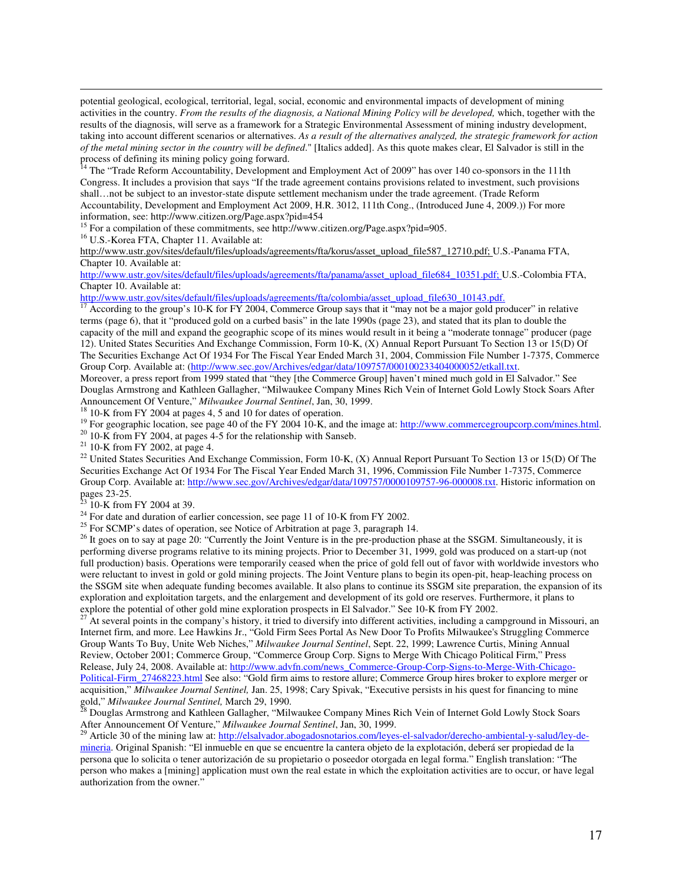potential geological, ecological, territorial, legal, social, economic and environmental impacts of development of mining activities in the country. *From the results of the diagnosis, a National Mining Policy will be developed,* which, together with the results of the diagnosis, will serve as a framework for a Strategic Environmental Assessment of mining industry development, taking into account different scenarios or alternatives. *As a result of the alternatives analyzed, the strategic framework for action of the metal mining sector in the country will be defined*." [Italics added]. As this quote makes clear, El Salvador is still in the process of defining its mining policy going forward.

[14] The "Trade Reform Accountability, Development and Employment Act of 2009" has over 140 co-sponsors in the 111th Congress. It includes a provision that says "If the trade agreement contains provisions related to investment, such provisions shall…not be subject to an investor-state dispute settlement mechanism under the trade agreement. (Trade Reform Accountability, Development and Employment Act 2009, H.R. 3012, 111th Cong., (Introduced June 4, 2009.)) For more information, see: http://www.citizen.org/Page.aspx?pid=454

[15] For a compilation of these commitments, see http://www.citizen.org/Page.aspx?pid=905.

[16] U.S.-Korea FTA, Chapter 11. Available at: http://www.ustr.gov/sites/default/files/uploads/agreements/fta/korus/asset_upload_file587_12710.pdf; U.S.-Panama FTA, Chapter 10. Available at: http://www.ustr.gov/sites/default/files/uploads/agreements/fta/panama/asset_upload_file684_10351.pdf; U.S.-Colombia FTA, Chapter 10. Available at: http://www.ustr.gov/sites/default/files/uploads/agreements/fta/colombia/asset_upload_file630_10143.pdf.

[17] According to the group's 10-K for FY 2004, Commerce Group says that it "may not be a major gold producer" in relative terms (page 6), that it "produced gold on a curbed basis" in the late 1990s (page 23), and stated that its plan to double the capacity of the mill and expand the geographic scope of its mines would result in it being a "moderate tonnage" producer (page 12). United States Securities And Exchange Commission, Form 10-K, (X) Annual Report Pursuant To Section 13 or 15(D) Of The Securities Exchange Act Of 1934 For The Fiscal Year Ended March 31, 2004, Commission File Number 1-7375, Commerce Group Corp. Available at: (http://www.sec.gov/Archives/edgar/data/109757/000100233404000052/etkall.txt. Moreover, a press report from 1999 stated that "they [the Commerce Group] haven't mined much gold in El Salvador." See Douglas Armstrong and Kathleen Gallagher, "Milwaukee Company Mines Rich Vein of Internet Gold Lowly Stock Soars After Announcement Of Venture," *Milwaukee Journal Sentinel*, Jan, 30, 1999.

[18] 10-K from FY 2004 at pages 4, 5 and 10 for dates of operation.

[19] For geographic location, see page 40 of the FY 2004 10-K, and the image at: http://www.commercegroupcorp.com/mines.html.

[20] 10-K from FY 2004, at pages 4-5 for the relationship with Sanseb.

[21] 10-K from FY 2002, at page 4.

[22] United States Securities And Exchange Commission, Form 10-K, (X) Annual Report Pursuant To Section 13 or 15(D) Of The Securities Exchange Act Of 1934 For The Fiscal Year Ended March 31, 1996, Commission File Number 1-7375, Commerce Group Corp. Available at: http://www.sec.gov/Archives/edgar/data/109757/0000109757-96-000008.txt. Historic information on pages 23-25.

[23] 10-K from FY 2004 at 39.

[24] For date and duration of earlier concession, see page 11 of 10-K from FY 2002.

[25] For SCMP's dates of operation, see Notice of Arbitration at page 3, paragraph 14.

[26] It goes on to say at page 20: "Currently the Joint Venture is in the pre-production phase at the SSGM. Simultaneously, it is performing diverse programs relative to its mining projects. Prior to December 31, 1999, gold was produced on a start-up (not full production) basis. Operations were temporarily ceased when the price of gold fell out of favor with worldwide investors who were reluctant to invest in gold or gold mining projects. The Joint Venture plans to begin its open-pit, heap-leaching process on the SSGM site when adequate funding becomes available. It also plans to continue its SSGM site preparation, the expansion of its exploration and exploitation targets, and the enlargement and development of its gold ore reserves. Furthermore, it plans to explore the potential of other gold mine exploration prospects in El Salvador." See 10-K from FY 2002.

[27] At several points in the company's history, it tried to diversify into different activities, including a campground in Missouri, an Internet firm, and more. Lee Hawkins Jr., "Gold Firm Sees Portal As New Door To Profits Milwaukee's Struggling Commerce Group Wants To Buy, Unite Web Niches," *Milwaukee Journal Sentinel*, Sept. 22, 1999; Lawrence Curtis, Mining Annual Review, October 2001; Commerce Group, "Commerce Group Corp. Signs to Merge With Chicago Political Firm," Press Release, July 24, 2008. Available at: http://www.advfn.com/news_Commerce-Group-Corp-Signs-to-Merge-With-Chicago-Political-Firm_27468223.html See also: "Gold firm aims to restore allure; Commerce Group hires broker to explore merger or acquisition," *Milwaukee Journal Sentinel,* Jan. 25, 1998; Cary Spivak, "Executive persists in his quest for financing to mine gold," *Milwaukee Journal Sentinel,* March 29, 1990.

[28] Douglas Armstrong and Kathleen Gallagher, "Milwaukee Company Mines Rich Vein of Internet Gold Lowly Stock Soars After Announcement Of Venture," *Milwaukee Journal Sentinel*, Jan, 30, 1999.

[29] Article 30 of the mining law at: http://elsalvador.abogadosnotarios.com/leyes-el-salvador/derecho-ambiental-y-salud/ley-de-mineria. Original Spanish: "El inmueble en que se encuentre la cantera objeto de la explotación, deberá ser propiedad de la persona que lo solicita o tener autorización de su propietario o poseedor otorgada en legal forma." English translation: "The person who makes a [mining] application must own the real estate in which the exploitation activities are to occur, or have legal authorization from the owner."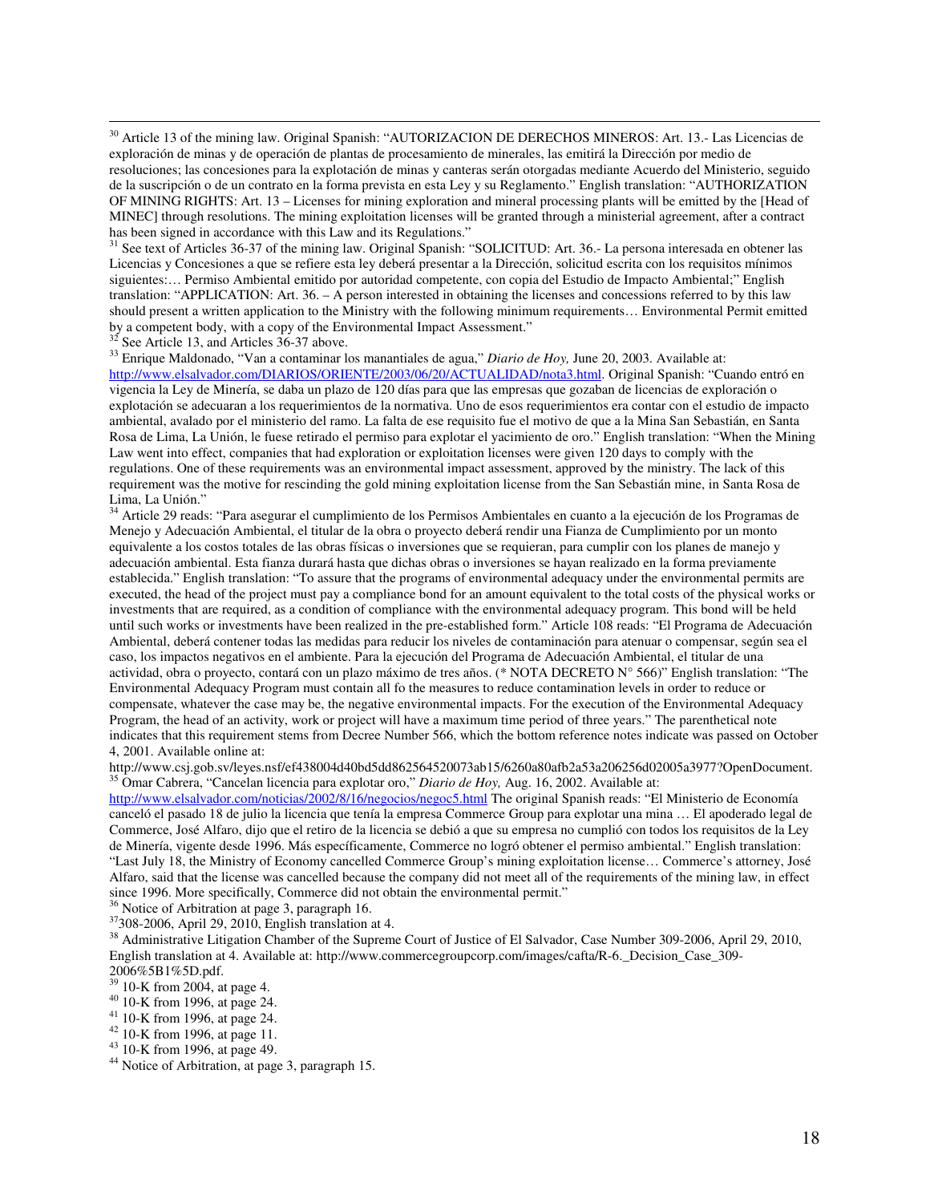[30] Article 13 of the mining law. Original Spanish: "AUTORIZACION DE DERECHOS MINEROS: Art. 13.- Las Licencias de exploración de minas y de operación de plantas de procesamiento de minerales, las emitirá la Dirección por medio de resoluciones; las concesiones para la explotación de minas y canteras serán otorgadas mediante Acuerdo del Ministerio, seguido de la suscripción o de un contrato en la forma prevista en esta Ley y su Reglamento." English translation: "AUTHORIZATION OF MINING RIGHTS: Art. 13 – Licenses for mining exploration and mineral processing plants will be emitted by the [Head of MINEC] through resolutions. The mining exploitation licenses will be granted through a ministerial agreement, after a contract has been signed in accordance with this Law and its Regulations."

[31] See text of Articles 36-37 of the mining law. Original Spanish: "SOLICITUD: Art. 36.- La persona interesada en obtener las Licencias y Concesiones a que se refiere esta ley deberá presentar a la Dirección, solicitud escrita con los requisitos mínimos siguientes:… Permiso Ambiental emitido por autoridad competente, con copia del Estudio de Impacto Ambiental;" English translation: "APPLICATION: Art. 36. – A person interested in obtaining the licenses and concessions referred to by this law should present a written application to the Ministry with the following minimum requirements… Environmental Permit emitted by a competent body, with a copy of the Environmental Impact Assessment."

[32] See Article 13, and Articles 36-37 above.

[33] Enrique Maldonado, "Van a contaminar los manantiales de agua," *Diario de Hoy,* June 20, 2003. Available at: http://www.elsalvador.com/DIARIOS/ORIENTE/2003/06/20/ACTUALIDAD/nota3.html. Original Spanish: "Cuando entró en vigencia la Ley de Minería, se daba un plazo de 120 días para que las empresas que gozaban de licencias de exploración o explotación se adecuaran a los requerimientos de la normativa. Uno de esos requerimientos era contar con el estudio de impacto ambiental, avalado por el ministerio del ramo. La falta de ese requisito fue el motivo de que a la Mina San Sebastián, en Santa Rosa de Lima, La Unión, le fuese retirado el permiso para explotar el yacimiento de oro." English translation: "When the Mining Law went into effect, companies that had exploration or exploitation licenses were given 120 days to comply with the regulations. One of these requirements was an environmental impact assessment, approved by the ministry. The lack of this requirement was the motive for rescinding the gold mining exploitation license from the San Sebastián mine, in Santa Rosa de Lima, La Unión."

[34] Article 29 reads: "Para asegurar el cumplimiento de los Permisos Ambientales en cuanto a la ejecución de los Programas de Menejo y Adecuación Ambiental, el titular de la obra o proyecto deberá rendir una Fianza de Cumplimiento por un monto equivalente a los costos totales de las obras físicas o inversiones que se requieran, para cumplir con los planes de manejo y adecuación ambiental. Esta fianza durará hasta que dichas obras o inversiones se hayan realizado en la forma previamente establecida." English translation: "To assure that the programs of environmental adequacy under the environmental permits are executed, the head of the project must pay a compliance bond for an amount equivalent to the total costs of the physical works or investments that are required, as a condition of compliance with the environmental adequacy program. This bond will be held until such works or investments have been realized in the pre-established form." Article 108 reads: "El Programa de Adecuación Ambiental, deberá contener todas las medidas para reducir los niveles de contaminación para atenuar o compensar, según sea el caso, los impactos negativos en el ambiente. Para la ejecución del Programa de Adecuación Ambiental, el titular de una actividad, obra o proyecto, contará con un plazo máximo de tres años. (* NOTA DECRETO N° 566)" English translation: "The Environmental Adequacy Program must contain all fo the measures to reduce contamination levels in order to reduce or compensate, whatever the case may be, the negative environmental impacts. For the execution of the Environmental Adequacy Program, the head of an activity, work or project will have a maximum time period of three years." The parenthetical note indicates that this requirement stems from Decree Number 566, which the bottom reference notes indicate was passed on October 4, 2001. Available online at: http://www.csj.gob.sv/leyes.nsf/ef438004d40bd5dd862564520073ab15/6260a80afb2a53a206256d02005a3977?OpenDocument.

[35] Omar Cabrera, "Cancelan licencia para explotar oro," *Diario de Hoy,* Aug. 16, 2002. Available at: http://www.elsalvador.com/noticias/2002/8/16/negocios/negoc5.html The original Spanish reads: "El Ministerio de Economía canceló el pasado 18 de julio la licencia que tenía la empresa Commerce Group para explotar una mina … El apoderado legal de Commerce, José Alfaro, dijo que el retiro de la licencia se debió a que su empresa no cumplió con todos los requisitos de la Ley de Minería, vigente desde 1996. Más específicamente, Commerce no logró obtener el permiso ambiental." English translation: "Last July 18, the Ministry of Economy cancelled Commerce Group's mining exploitation license… Commerce's attorney, José Alfaro, said that the license was cancelled because the company did not meet all of the requirements of the mining law, in effect since 1996. More specifically, Commerce did not obtain the environmental permit."

[36] Notice of Arbitration at page 3, paragraph 16.

[37] 308-2006, April 29, 2010, English translation at 4.

[38] Administrative Litigation Chamber of the Supreme Court of Justice of El Salvador, Case Number 309-2006, April 29, 2010, English translation at 4. Available at: http://www.commercegroupcorp.com/images/cafta/R-6._Decision_Case_309-2006%5B1%5D.pdf.

[39] 10-K from 2004, at page 4.

[40] 10-K from 1996, at page 24.

[41] 10-K from 1996, at page 24.

[42] 10-K from 1996, at page 11.

[43] 10-K from 1996, at page 49.

[44] Notice of Arbitration, at page 3, paragraph 15.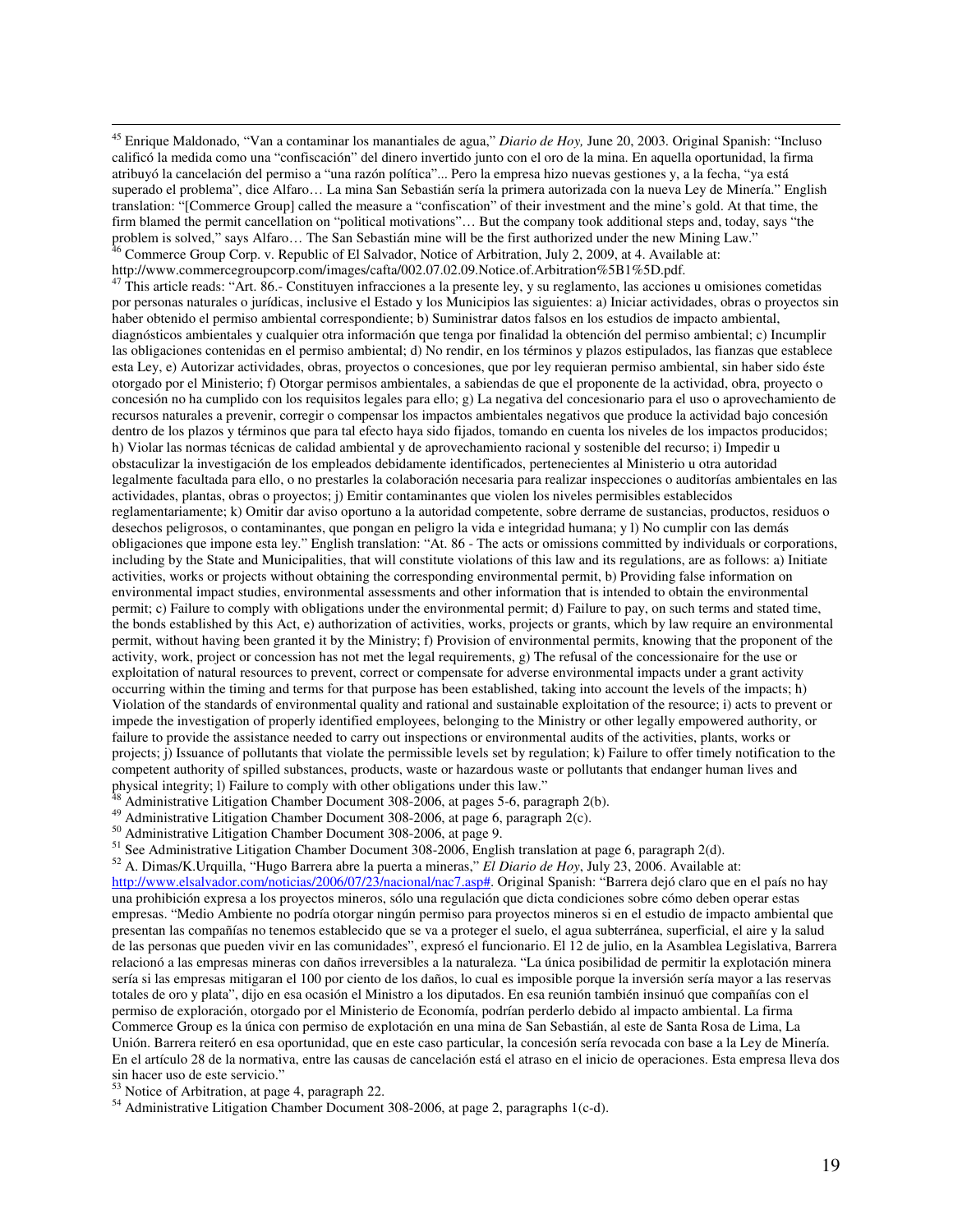[45] Enrique Maldonado, "Van a contaminar los manantiales de agua," *Diario de Hoy,* June 20, 2003. Original Spanish: "Incluso calificó la medida como una "confiscación" del dinero invertido junto con el oro de la mina. En aquella oportunidad, la firma atribuyó la cancelación del permiso a "una razón política"... Pero la empresa hizo nuevas gestiones y, a la fecha, "ya está superado el problema", dice Alfaro… La mina San Sebastián sería la primera autorizada con la nueva Ley de Minería." English translation: "[Commerce Group] called the measure a "confiscation" of their investment and the mine's gold. At that time, the firm blamed the permit cancellation on "political motivations"… But the company took additional steps and, today, says "the problem is solved," says Alfaro… The San Sebastián mine will be the first authorized under the new Mining Law."

[46] Commerce Group Corp. v. Republic of El Salvador, Notice of Arbitration, July 2, 2009, at 4. Available at: http://www.commercegroupcorp.com/images/cafta/002.07.02.09.Notice.of.Arbitration%5B1%5D.pdf.

[47] This article reads: "Art. 86.- Constituyen infracciones a la presente ley, y su reglamento, las acciones u omisiones cometidas por personas naturales o jurídicas, inclusive el Estado y los Municipios las siguientes: a) Iniciar actividades, obras o proyectos sin haber obtenido el permiso ambiental correspondiente; b) Suministrar datos falsos en los estudios de impacto ambiental, diagnósticos ambientales y cualquier otra información que tenga por finalidad la obtención del permiso ambiental; c) Incumplir las obligaciones contenidas en el permiso ambiental; d) No rendir, en los términos y plazos estipulados, las fianzas que establece esta Ley, e) Autorizar actividades, obras, proyectos o concesiones, que por ley requieran permiso ambiental, sin haber sido éste otorgado por el Ministerio; f) Otorgar permisos ambientales, a sabiendas de que el proponente de la actividad, obra, proyecto o concesión no ha cumplido con los requisitos legales para ello; g) La negativa del concesionario para el uso o aprovechamiento de recursos naturales a prevenir, corregir o compensar los impactos ambientales negativos que produce la actividad bajo concesión dentro de los plazos y términos que para tal efecto haya sido fijados, tomando en cuenta los niveles de los impactos producidos; h) Violar las normas técnicas de calidad ambiental y de aprovechamiento racional y sostenible del recurso; i) Impedir u obstaculizar la investigación de los empleados debidamente identificados, pertenecientes al Ministerio u otra autoridad legalmente facultada para ello, o no prestarles la colaboración necesaria para realizar inspecciones o auditorías ambientales en las actividades, plantas, obras o proyectos; j) Emitir contaminantes que violen los niveles permisibles establecidos reglamentariamente; k) Omitir dar aviso oportuno a la autoridad competente, sobre derrame de sustancias, productos, residuos o desechos peligrosos, o contaminantes, que pongan en peligro la vida e integridad humana; y l) No cumplir con las demás obligaciones que impone esta ley." English translation: "At. 86 - The acts or omissions committed by individuals or corporations, including by the State and Municipalities, that will constitute violations of this law and its regulations, are as follows: a) Initiate activities, works or projects without obtaining the corresponding environmental permit, b) Providing false information on environmental impact studies, environmental assessments and other information that is intended to obtain the environmental permit; c) Failure to comply with obligations under the environmental permit; d) Failure to pay, on such terms and stated time, the bonds established by this Act, e) authorization of activities, works, projects or grants, which by law require an environmental permit, without having been granted it by the Ministry; f) Provision of environmental permits, knowing that the proponent of the activity, work, project or concession has not met the legal requirements, g) The refusal of the concessionaire for the use or exploitation of natural resources to prevent, correct or compensate for adverse environmental impacts under a grant activity occurring within the timing and terms for that purpose has been established, taking into account the levels of the impacts; h) Violation of the standards of environmental quality and rational and sustainable exploitation of the resource; i) acts to prevent or impede the investigation of properly identified employees, belonging to the Ministry or other legally empowered authority, or failure to provide the assistance needed to carry out inspections or environmental audits of the activities, plants, works or projects; j) Issuance of pollutants that violate the permissible levels set by regulation; k) Failure to offer timely notification to the competent authority of spilled substances, products, waste or hazardous waste or pollutants that endanger human lives and physical integrity; l) Failure to comply with other obligations under this law."

[48] Administrative Litigation Chamber Document 308-2006, at pages 5-6, paragraph 2(b).

[49] Administrative Litigation Chamber Document 308-2006, at page 6, paragraph 2(c).

[50] Administrative Litigation Chamber Document 308-2006, at page 9.

[51] See Administrative Litigation Chamber Document 308-2006, English translation at page 6, paragraph 2(d).

[52] A. Dimas/K.Urquilla, "Hugo Barrera abre la puerta a mineras," *El Diario de Hoy*, July 23, 2006. Available at: http://www.elsalvador.com/noticias/2006/07/23/nacional/nac7.asp#. Original Spanish: "Barrera dejó claro que en el país no hay una prohibición expresa a los proyectos mineros, sólo una regulación que dicta condiciones sobre cómo deben operar estas empresas. "Medio Ambiente no podría otorgar ningún permiso para proyectos mineros si en el estudio de impacto ambiental que presentan las compañías no tenemos establecido que se va a proteger el suelo, el agua subterránea, superficial, el aire y la salud de las personas que pueden vivir en las comunidades", expresó el funcionario. El 12 de julio, en la Asamblea Legislativa, Barrera relacionó a las empresas mineras con daños irreversibles a la naturaleza. "La única posibilidad de permitir la explotación minera sería si las empresas mitigaran el 100 por ciento de los daños, lo cual es imposible porque la inversión sería mayor a las reservas totales de oro y plata", dijo en esa ocasión el Ministro a los diputados. En esa reunión también insinuó que compañías con el permiso de exploración, otorgado por el Ministerio de Economía, podrían perderlo debido al impacto ambiental. La firma Commerce Group es la única con permiso de explotación en una mina de San Sebastián, al este de Santa Rosa de Lima, La Unión. Barrera reiteró en esa oportunidad, que en este caso particular, la concesión sería revocada con base a la Ley de Minería. En el artículo 28 de la normativa, entre las causas de cancelación está el atraso en el inicio de operaciones. Esta empresa lleva dos sin hacer uso de este servicio."

[53] Notice of Arbitration, at page 4, paragraph 22.

[54] Administrative Litigation Chamber Document 308-2006, at page 2, paragraphs 1(c-d).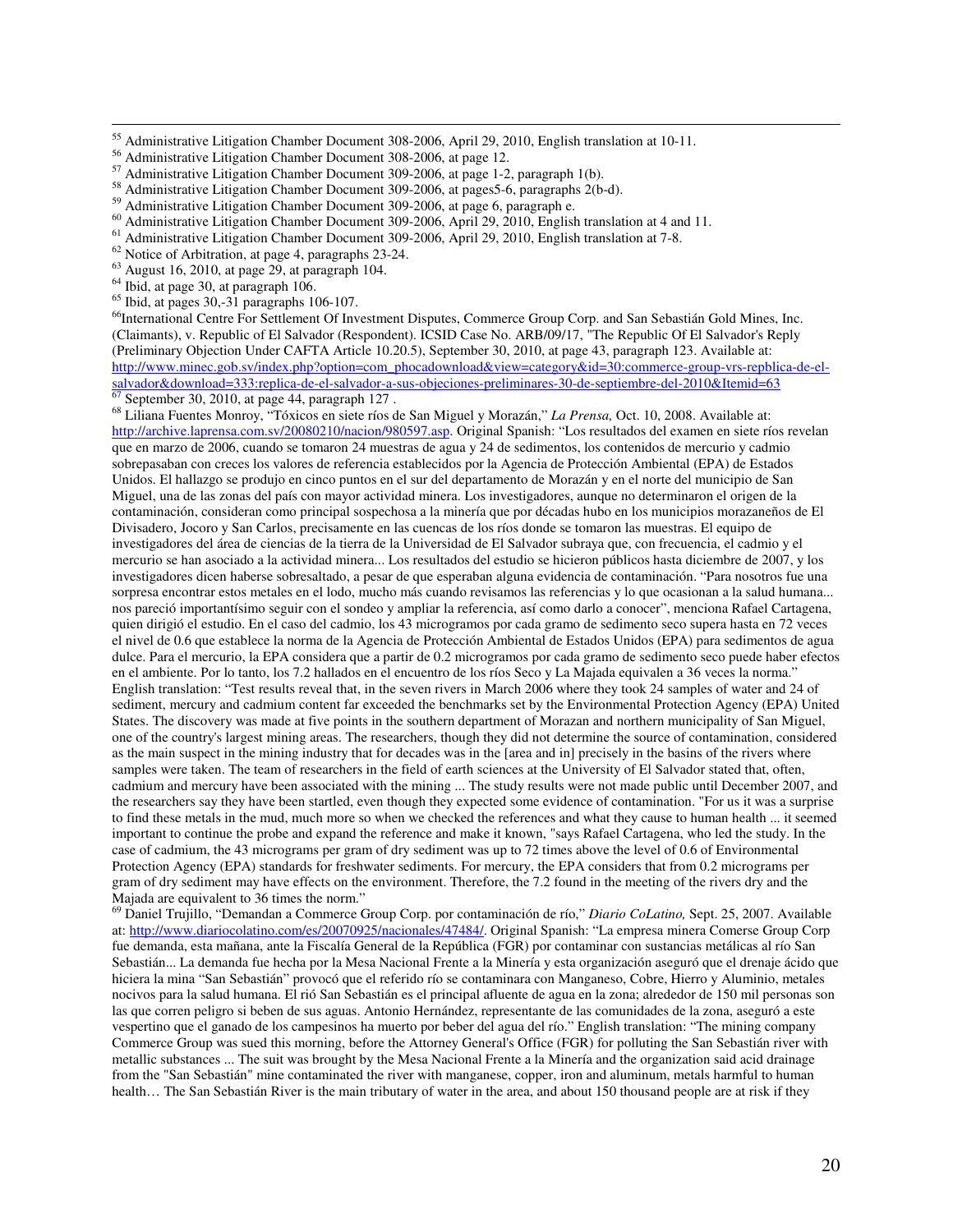[55] Administrative Litigation Chamber Document 308-2006, April 29, 2010, English translation at 10-11.

[56] Administrative Litigation Chamber Document 308-2006, at page 12.

[57] Administrative Litigation Chamber Document 309-2006, at page 1-2, paragraph 1(b).

[58] Administrative Litigation Chamber Document 309-2006, at pages5-6, paragraphs 2(b-d).

[59] Administrative Litigation Chamber Document 309-2006, at page 6, paragraph e.

[60] Administrative Litigation Chamber Document 309-2006, April 29, 2010, English translation at 4 and 11.

[61] Administrative Litigation Chamber Document 309-2006, April 29, 2010, English translation at 7-8.

[62] Notice of Arbitration, at page 4, paragraphs 23-24.

[63] August 16, 2010, at page 29, at paragraph 104.

[64] Ibid, at page 30, at paragraph 106.

[65] Ibid, at pages 30,-31 paragraphs 106-107.

[66]International Centre For Settlement Of Investment Disputes, Commerce Group Corp. and San Sebastián Gold Mines, Inc. (Claimants), v. Republic of El Salvador (Respondent). ICSID Case No. ARB/09/17, "The Republic Of El Salvador's Reply (Preliminary Objection Under CAFTA Article 10.20.5), September 30, 2010, at page 43, paragraph 123. Available at: http://www.minec.gob.sv/index.php?option=com_phocadownload&view=category&id=30:commerce-group-vrs-repblica-de-el-salvador&download=333:replica-de-el-salvador-a-sus-objeciones-preliminares-30-de-septiembre-del-2010&Itemid=63

[67] September 30, 2010, at page 44, paragraph 127 .

[68] Liliana Fuentes Monroy, "Tóxicos en siete ríos de San Miguel y Morazán," *La Prensa,* Oct. 10, 2008. Available at: http://archive.laprensa.com.sv/20080210/nacion/980597.asp. Original Spanish: "Los resultados del examen en siete ríos revelan que en marzo de 2006, cuando se tomaron 24 muestras de agua y 24 de sedimentos, los contenidos de mercurio y cadmio sobrepasaban con creces los valores de referencia establecidos por la Agencia de Protección Ambiental (EPA) de Estados Unidos. El hallazgo se produjo en cinco puntos en el sur del departamento de Morazán y en el norte del municipio de San Miguel, una de las zonas del país con mayor actividad minera. Los investigadores, aunque no determinaron el origen de la contaminación, consideran como principal sospechosa a la minería que por décadas hubo en los municipios morazaneños de El Divisadero, Jocoro y San Carlos, precisamente en las cuencas de los ríos donde se tomaron las muestras. El equipo de investigadores del área de ciencias de la tierra de la Universidad de El Salvador subraya que, con frecuencia, el cadmio y el mercurio se han asociado a la actividad minera... Los resultados del estudio se hicieron públicos hasta diciembre de 2007, y los investigadores dicen haberse sobresaltado, a pesar de que esperaban alguna evidencia de contaminación. "Para nosotros fue una sorpresa encontrar estos metales en el lodo, mucho más cuando revisamos las referencias y lo que ocasionan a la salud humana... nos pareció importantísimo seguir con el sondeo y ampliar la referencia, así como darlo a conocer", menciona Rafael Cartagena, quien dirigió el estudio. En el caso del cadmio, los 43 microgramos por cada gramo de sedimento seco supera hasta en 72 veces el nivel de 0.6 que establece la norma de la Agencia de Protección Ambiental de Estados Unidos (EPA) para sedimentos de agua dulce. Para el mercurio, la EPA considera que a partir de 0.2 microgramos por cada gramo de sedimento seco puede haber efectos en el ambiente. Por lo tanto, los 7.2 hallados en el encuentro de los ríos Seco y La Majada equivalen a 36 veces la norma." English translation: "Test results reveal that, in the seven rivers in March 2006 where they took 24 samples of water and 24 of sediment, mercury and cadmium content far exceeded the benchmarks set by the Environmental Protection Agency (EPA) United States. The discovery was made at five points in the southern department of Morazan and northern municipality of San Miguel, one of the country's largest mining areas. The researchers, though they did not determine the source of contamination, considered as the main suspect in the mining industry that for decades was in the [area and in] precisely in the basins of the rivers where samples were taken. The team of researchers in the field of earth sciences at the University of El Salvador stated that, often, cadmium and mercury have been associated with the mining ... The study results were not made public until December 2007, and the researchers say they have been startled, even though they expected some evidence of contamination. "For us it was a surprise to find these metals in the mud, much more so when we checked the references and what they cause to human health ... it seemed important to continue the probe and expand the reference and make it known, "says Rafael Cartagena, who led the study. In the case of cadmium, the 43 micrograms per gram of dry sediment was up to 72 times above the level of 0.6 of Environmental Protection Agency (EPA) standards for freshwater sediments. For mercury, the EPA considers that from 0.2 micrograms per gram of dry sediment may have effects on the environment. Therefore, the 7.2 found in the meeting of the rivers dry and the Majada are equivalent to 36 times the norm."

[69] Daniel Trujillo, "Demandan a Commerce Group Corp. por contaminación de río," *Diario CoLatino,* Sept. 25, 2007. Available at: http://www.diariocolatino.com/es/20070925/nacionales/47484/. Original Spanish: "La empresa minera Comerse Group Corp fue demanda, esta mañana, ante la Fiscalía General de la República (FGR) por contaminar con sustancias metálicas al río San Sebastián... La demanda fue hecha por la Mesa Nacional Frente a la Minería y esta organización aseguró que el drenaje ácido que hiciera la mina "San Sebastián" provocó que el referido río se contaminara con Manganeso, Cobre, Hierro y Aluminio, metales nocivos para la salud humana. El rió San Sebastián es el principal afluente de agua en la zona; alrededor de 150 mil personas son las que corren peligro si beben de sus aguas. Antonio Hernández, representante de las comunidades de la zona, aseguró a este vespertino que el ganado de los campesinos ha muerto por beber del agua del río." English translation: "The mining company Commerce Group was sued this morning, before the Attorney General's Office (FGR) for polluting the San Sebastián river with metallic substances ... The suit was brought by the Mesa Nacional Frente a la Minería and the organization said acid drainage from the "San Sebastián" mine contaminated the river with manganese, copper, iron and aluminum, metals harmful to human health… The San Sebastián River is the main tributary of water in the area, and about 150 thousand people are at risk if they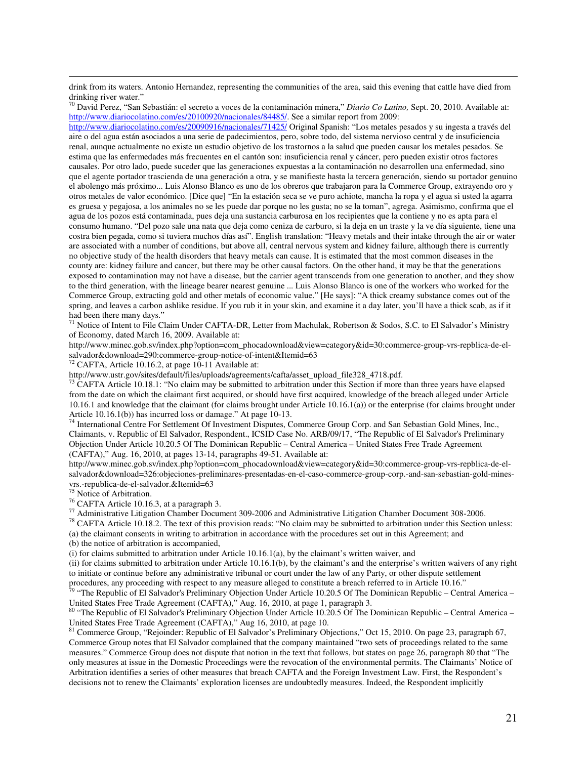drink from its waters. Antonio Hernandez, representing the communities of the area, said this evening that cattle have died from drinking river water."

[70] David Perez, "San Sebastián: el secreto a voces de la contaminación minera," *Diario Co Latino,* Sept. 20, 2010. Available at: http://www.diariocolatino.com/es/20100920/nacionales/84485/. See a similar report from 2009: http://www.diariocolatino.com/es/20090916/nacionales/71425/ Original Spanish: "Los metales pesados y su ingesta a través del aire o del agua están asociados a una serie de padecimientos, pero, sobre todo, del sistema nervioso central y de insuficiencia renal, aunque actualmente no existe un estudio objetivo de los trastornos a la salud que pueden causar los metales pesados. Se estima que las enfermedades más frecuentes en el cantón son: insuficiencia renal y cáncer, pero pueden existir otros factores causales. Por otro lado, puede suceder que las generaciones expuestas a la contaminación no desarrollen una enfermedad, sino que el agente portador trascienda de una generación a otra, y se manifieste hasta la tercera generación, siendo su portador genuino el abolengo más próximo... Luis Alonso Blanco es uno de los obreros que trabajaron para la Commerce Group, extrayendo oro y otros metales de valor económico. [Dice que] "En la estación seca se ve puro achiote, mancha la ropa y el agua si usted la agarra es gruesa y pegajosa, a los animales no se les puede dar porque no les gusta; no se la toman", agrega. Asimismo, confirma que el agua de los pozos está contaminada, pues deja una sustancia carburosa en los recipientes que la contiene y no es apta para el consumo humano. "Del pozo sale una nata que deja como ceniza de carburo, si la deja en un traste y la ve día siguiente, tiene una costra bien pegada, como si tuviera muchos días así". English translation: "Heavy metals and their intake through the air or water are associated with a number of conditions, but above all, central nervous system and kidney failure, although there is currently no objective study of the health disorders that heavy metals can cause. It is estimated that the most common diseases in the county are: kidney failure and cancer, but there may be other causal factors. On the other hand, it may be that the generations exposed to contamination may not have a disease, but the carrier agent transcends from one generation to another, and they show to the third generation, with the lineage bearer nearest genuine ... Luis Alonso Blanco is one of the workers who worked for the Commerce Group, extracting gold and other metals of economic value." [He says]: "A thick creamy substance comes out of the spring, and leaves a carbon ashlike residue. If you rub it in your skin, and examine it a day later, you'll have a thick scab, as if it had been there many days."

[71] Notice of Intent to File Claim Under CAFTA-DR, Letter from Machulak, Robertson & Sodos, S.C. to El Salvador's Ministry of Economy, dated March 16, 2009. Available at: http://www.minec.gob.sv/index.php?option=com_phocadownload&view=category&id=30:commerce-group-vrs-repblica-de-el-salvador&download=290:commerce-group-notice-of-intent&Itemid=63

[72] CAFTA, Article 10.16.2, at page 10-11 Available at: http://www.ustr.gov/sites/default/files/uploads/agreements/cafta/asset_upload_file328_4718.pdf.

[73] CAFTA Article 10.18.1: "No claim may be submitted to arbitration under this Section if more than three years have elapsed from the date on which the claimant first acquired, or should have first acquired, knowledge of the breach alleged under Article 10.16.1 and knowledge that the claimant (for claims brought under Article 10.16.1(a)) or the enterprise (for claims brought under Article 10.16.1(b)) has incurred loss or damage." At page 10-13.

[74] International Centre For Settlement Of Investment Disputes, Commerce Group Corp. and San Sebastian Gold Mines, Inc., Claimants, v. Republic of El Salvador, Respondent., ICSID Case No. ARB/09/17, "The Republic of El Salvador's Preliminary Objection Under Article 10.20.5 Of The Dominican Republic – Central America – United States Free Trade Agreement (CAFTA)," Aug. 16, 2010, at pages 13-14, paragraphs 49-51. Available at: http://www.minec.gob.sv/index.php?option=com_phocadownload&view=category&id=30:commerce-group-vrs-repblica-de-el-salvador&download=326:objeciones-preliminares-presentadas-en-el-caso-commerce-group-corp.-and-san-sebastian-gold-mines-vrs.-republica-de-el-salvador.&Itemid=63

[75] Notice of Arbitration.

[76] CAFTA Article 10.16.3, at a paragraph 3.

[77] Administrative Litigation Chamber Document 309-2006 and Administrative Litigation Chamber Document 308-2006.

[78] CAFTA Article 10.18.2. The text of this provision reads: "No claim may be submitted to arbitration under this Section unless:
(a) the claimant consents in writing to arbitration in accordance with the procedures set out in this Agreement; and
(b) the notice of arbitration is accompanied,
(i) for claims submitted to arbitration under Article 10.16.1(a), by the claimant's written waiver, and
(ii) for claims submitted to arbitration under Article 10.16.1(b), by the claimant's and the enterprise's written waivers of any right to initiate or continue before any administrative tribunal or court under the law of any Party, or other dispute settlement procedures, any proceeding with respect to any measure alleged to constitute a breach referred to in Article 10.16."

[79] "The Republic of El Salvador's Preliminary Objection Under Article 10.20.5 Of The Dominican Republic – Central America – United States Free Trade Agreement (CAFTA)," Aug. 16, 2010, at page 1, paragraph 3.

[80] "The Republic of El Salvador's Preliminary Objection Under Article 10.20.5 Of The Dominican Republic – Central America – United States Free Trade Agreement (CAFTA)," Aug 16, 2010, at page 10.

[81] Commerce Group, "Rejoinder: Republic of El Salvador's Preliminary Objections," Oct 15, 2010. On page 23, paragraph 67, Commerce Group notes that El Salvador complained that the company maintained "two sets of proceedings related to the same measures." Commerce Group does not dispute that notion in the text that follows, but states on page 26, paragraph 80 that "The only measures at issue in the Domestic Proceedings were the revocation of the environmental permits. The Claimants' Notice of Arbitration identifies a series of other measures that breach CAFTA and the Foreign Investment Law. First, the Respondent's decisions not to renew the Claimants' exploration licenses are undoubtedly measures. Indeed, the Respondent implicitly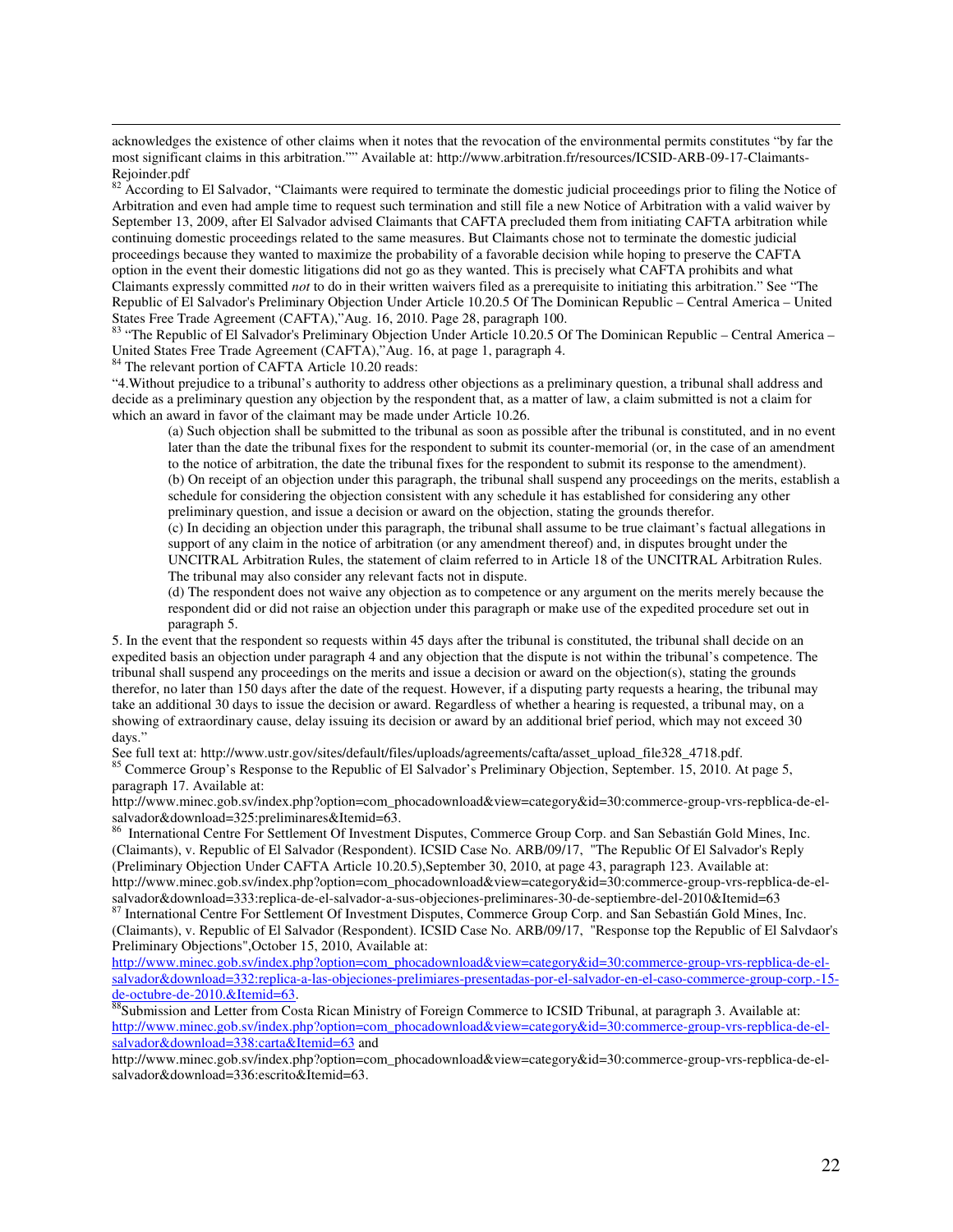acknowledges the existence of other claims when it notes that the revocation of the environmental permits constitutes "by far the most significant claims in this arbitration."" Available at: http://www.arbitration.fr/resources/ICSID-ARB-09-17-Claimants-Rejoinder.pdf

[82] According to El Salvador, "Claimants were required to terminate the domestic judicial proceedings prior to filing the Notice of Arbitration and even had ample time to request such termination and still file a new Notice of Arbitration with a valid waiver by September 13, 2009, after El Salvador advised Claimants that CAFTA precluded them from initiating CAFTA arbitration while continuing domestic proceedings related to the same measures. But Claimants chose not to terminate the domestic judicial proceedings because they wanted to maximize the probability of a favorable decision while hoping to preserve the CAFTA option in the event their domestic litigations did not go as they wanted. This is precisely what CAFTA prohibits and what Claimants expressly committed *not* to do in their written waivers filed as a prerequisite to initiating this arbitration." See "The Republic of El Salvador's Preliminary Objection Under Article 10.20.5 Of The Dominican Republic – Central America – United States Free Trade Agreement (CAFTA),"Aug. 16, 2010. Page 28, paragraph 100.

[83] "The Republic of El Salvador's Preliminary Objection Under Article 10.20.5 Of The Dominican Republic – Central America – United States Free Trade Agreement (CAFTA),"Aug. 16, at page 1, paragraph 4.

[84] The relevant portion of CAFTA Article 10.20 reads:

"4.Without prejudice to a tribunal's authority to address other objections as a preliminary question, a tribunal shall address and decide as a preliminary question any objection by the respondent that, as a matter of law, a claim submitted is not a claim for which an award in favor of the claimant may be made under Article 10.26.

> (a) Such objection shall be submitted to the tribunal as soon as possible after the tribunal is constituted, and in no event later than the date the tribunal fixes for the respondent to submit its counter-memorial (or, in the case of an amendment to the notice of arbitration, the date the tribunal fixes for the respondent to submit its response to the amendment).
> (b) On receipt of an objection under this paragraph, the tribunal shall suspend any proceedings on the merits, establish a schedule for considering the objection consistent with any schedule it has established for considering any other preliminary question, and issue a decision or award on the objection, stating the grounds therefor.
> (c) In deciding an objection under this paragraph, the tribunal shall assume to be true claimant's factual allegations in support of any claim in the notice of arbitration (or any amendment thereof) and, in disputes brought under the UNCITRAL Arbitration Rules, the statement of claim referred to in Article 18 of the UNCITRAL Arbitration Rules. The tribunal may also consider any relevant facts not in dispute.
> (d) The respondent does not waive any objection as to competence or any argument on the merits merely because the respondent did or did not raise an objection under this paragraph or make use of the expedited procedure set out in paragraph 5.

5. In the event that the respondent so requests within 45 days after the tribunal is constituted, the tribunal shall decide on an expedited basis an objection under paragraph 4 and any objection that the dispute is not within the tribunal's competence. The tribunal shall suspend any proceedings on the merits and issue a decision or award on the objection(s), stating the grounds therefor, no later than 150 days after the date of the request. However, if a disputing party requests a hearing, the tribunal may take an additional 30 days to issue the decision or award. Regardless of whether a hearing is requested, a tribunal may, on a showing of extraordinary cause, delay issuing its decision or award by an additional brief period, which may not exceed 30 days."

See full text at: http://www.ustr.gov/sites/default/files/uploads/agreements/cafta/asset_upload_file328_4718.pdf.

[85] Commerce Group's Response to the Republic of El Salvador's Preliminary Objection, September. 15, 2010. At page 5, paragraph 17. Available at: http://www.minec.gob.sv/index.php?option=com_phocadownload&view=category&id=30:commerce-group-vrs-repblica-de-el-salvador&download=325:preliminares&Itemid=63.

[86] International Centre For Settlement Of Investment Disputes, Commerce Group Corp. and San Sebastián Gold Mines, Inc. (Claimants), v. Republic of El Salvador (Respondent). ICSID Case No. ARB/09/17, "The Republic Of El Salvador's Reply (Preliminary Objection Under CAFTA Article 10.20.5),September 30, 2010, at page 43, paragraph 123. Available at: http://www.minec.gob.sv/index.php?option=com_phocadownload&view=category&id=30:commerce-group-vrs-repblica-de-el-salvador&download=333:replica-de-el-salvador-a-sus-objeciones-preliminares-30-de-septiembre-del-2010&Itemid=63

[87] International Centre For Settlement Of Investment Disputes, Commerce Group Corp. and San Sebastián Gold Mines, Inc. (Claimants), v. Republic of El Salvador (Respondent). ICSID Case No. ARB/09/17, "Response top the Republic of El Salvdaor's Preliminary Objections",October 15, 2010, Available at: http://www.minec.gob.sv/index.php?option=com_phocadownload&view=category&id=30:commerce-group-vrs-repblica-de-el-salvador&download=332:replica-a-las-objeciones-prelimiares-presentadas-por-el-salvador-en-el-caso-commerce-group-corp.-15-de-octubre-de-2010.&Itemid=63.

[88] Submission and Letter from Costa Rican Ministry of Foreign Commerce to ICSID Tribunal, at paragraph 3. Available at: http://www.minec.gob.sv/index.php?option=com_phocadownload&view=category&id=30:commerce-group-vrs-repblica-de-el-salvador&download=338:carta&Itemid=63 and http://www.minec.gob.sv/index.php?option=com_phocadownload&view=category&id=30:commerce-group-vrs-repblica-de-el-salvador&download=336:escrito&Itemid=63.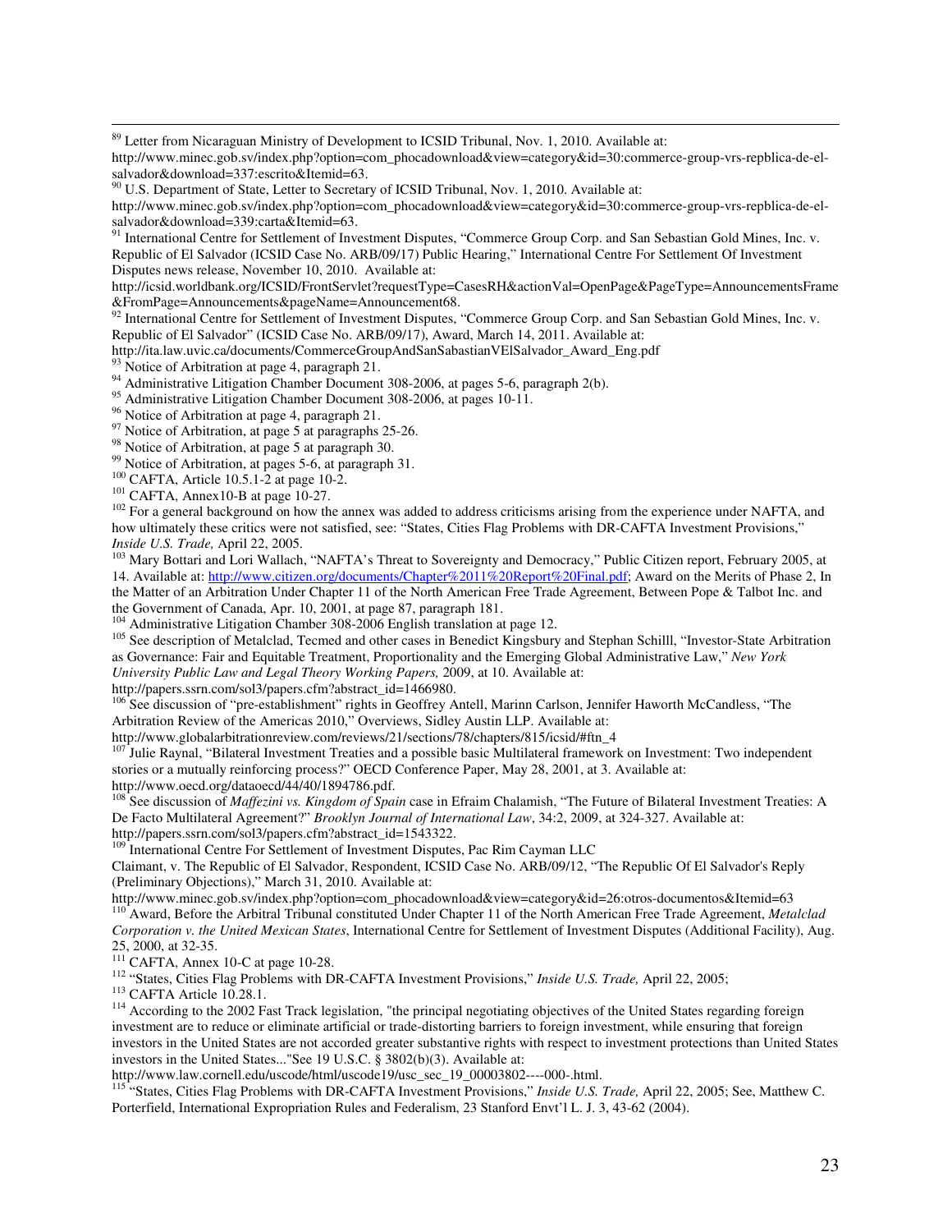[89] Letter from Nicaraguan Ministry of Development to ICSID Tribunal, Nov. 1, 2010. Available at: http://www.minec.gob.sv/index.php?option=com_phocadownload&view=category&id=30:commerce-group-vrs-repblica-de-el-salvador&download=337:escrito&Itemid=63.

[90] U.S. Department of State, Letter to Secretary of ICSID Tribunal, Nov. 1, 2010. Available at: http://www.minec.gob.sv/index.php?option=com_phocadownload&view=category&id=30:commerce-group-vrs-repblica-de-el-salvador&download=339:carta&Itemid=63.

[91] International Centre for Settlement of Investment Disputes, "Commerce Group Corp. and San Sebastian Gold Mines, Inc. v. Republic of El Salvador (ICSID Case No. ARB/09/17) Public Hearing," International Centre For Settlement Of Investment Disputes news release, November 10, 2010. Available at: http://icsid.worldbank.org/ICSID/FrontServlet?requestType=CasesRH&actionVal=OpenPage&PageType=AnnouncementsFrame&FromPage=Announcements&pageName=Announcement68.

[92] International Centre for Settlement of Investment Disputes, "Commerce Group Corp. and San Sebastian Gold Mines, Inc. v. Republic of El Salvador" (ICSID Case No. ARB/09/17), Award, March 14, 2011. Available at: http://ita.law.uvic.ca/documents/CommerceGroupAndSanSabastianVElSalvador_Award_Eng.pdf

[93] Notice of Arbitration at page 4, paragraph 21.

[94] Administrative Litigation Chamber Document 308-2006, at pages 5-6, paragraph 2(b).

[95] Administrative Litigation Chamber Document 308-2006, at pages 10-11.

[96] Notice of Arbitration at page 4, paragraph 21.

[97] Notice of Arbitration, at page 5 at paragraphs 25-26.

[98] Notice of Arbitration, at page 5 at paragraph 30.

[99] Notice of Arbitration, at pages 5-6, at paragraph 31.

[100] CAFTA, Article 10.5.1-2 at page 10-2.

[101] CAFTA, Annex10-B at page 10-27.

[102] For a general background on how the annex was added to address criticisms arising from the experience under NAFTA, and how ultimately these critics were not satisfied, see: "States, Cities Flag Problems with DR-CAFTA Investment Provisions," *Inside U.S. Trade,* April 22, 2005.

[103] Mary Bottari and Lori Wallach, "NAFTA's Threat to Sovereignty and Democracy," Public Citizen report, February 2005, at 14. Available at: http://www.citizen.org/documents/Chapter%2011%20Report%20Final.pdf; Award on the Merits of Phase 2, In the Matter of an Arbitration Under Chapter 11 of the North American Free Trade Agreement, Between Pope & Talbot Inc. and the Government of Canada, Apr. 10, 2001, at page 87, paragraph 181.

[104] Administrative Litigation Chamber 308-2006 English translation at page 12.

[105] See description of Metalclad, Tecmed and other cases in Benedict Kingsbury and Stephan Schilll, "Investor-State Arbitration as Governance: Fair and Equitable Treatment, Proportionality and the Emerging Global Administrative Law," *New York University Public Law and Legal Theory Working Papers,* 2009, at 10. Available at: http://papers.ssrn.com/sol3/papers.cfm?abstract_id=1466980.

[106] See discussion of "pre-establishment" rights in Geoffrey Antell, Marinn Carlson, Jennifer Haworth McCandless, "The Arbitration Review of the Americas 2010," Overviews, Sidley Austin LLP. Available at: http://www.globalarbitrationreview.com/reviews/21/sections/78/chapters/815/icsid/#ftn_4

[107] Julie Raynal, "Bilateral Investment Treaties and a possible basic Multilateral framework on Investment: Two independent stories or a mutually reinforcing process?" OECD Conference Paper, May 28, 2001, at 3. Available at: http://www.oecd.org/dataoecd/44/40/1894786.pdf.

[108] See discussion of *Maffezini vs. Kingdom of Spain* case in Efraim Chalamish, "The Future of Bilateral Investment Treaties: A De Facto Multilateral Agreement?" *Brooklyn Journal of International Law*, 34:2, 2009, at 324-327. Available at: http://papers.ssrn.com/sol3/papers.cfm?abstract_id=1543322.

[109] International Centre For Settlement of Investment Disputes, Pac Rim Cayman LLC Claimant, v. The Republic of El Salvador, Respondent, ICSID Case No. ARB/09/12, "The Republic Of El Salvador's Reply (Preliminary Objections)," March 31, 2010. Available at: http://www.minec.gob.sv/index.php?option=com_phocadownload&view=category&id=26:otros-documentos&Itemid=63

[110] Award, Before the Arbitral Tribunal constituted Under Chapter 11 of the North American Free Trade Agreement, *Metalclad Corporation v. the United Mexican States*, International Centre for Settlement of Investment Disputes (Additional Facility), Aug. 25, 2000, at 32-35.

[111] CAFTA, Annex 10-C at page 10-28.

[112] "States, Cities Flag Problems with DR-CAFTA Investment Provisions," *Inside U.S. Trade,* April 22, 2005;

[113] CAFTA Article 10.28.1.

[114] According to the 2002 Fast Track legislation, "the principal negotiating objectives of the United States regarding foreign investment are to reduce or eliminate artificial or trade-distorting barriers to foreign investment, while ensuring that foreign investors in the United States are not accorded greater substantive rights with respect to investment protections than United States investors in the United States..."See 19 U.S.C. § 3802(b)(3). Available at: http://www.law.cornell.edu/uscode/html/uscode19/usc_sec_19_00003802----000-.html.

[115] "States, Cities Flag Problems with DR-CAFTA Investment Provisions," *Inside U.S. Trade,* April 22, 2005; See, Matthew C. Porterfield, International Expropriation Rules and Federalism, 23 Stanford Envt'l L. J. 3, 43-62 (2004).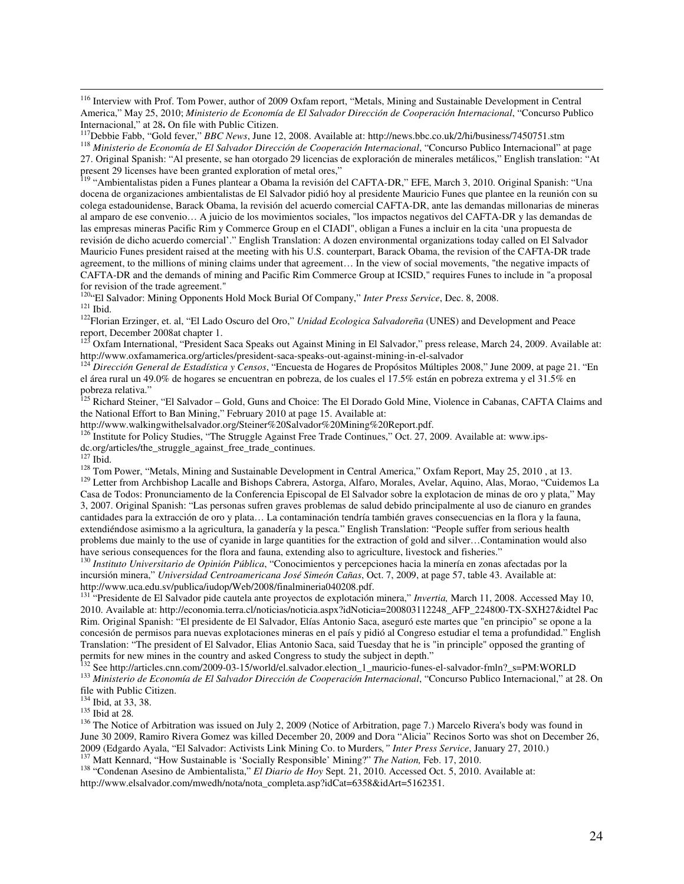[116] Interview with Prof. Tom Power, author of 2009 Oxfam report, "Metals, Mining and Sustainable Development in Central America," May 25, 2010; *Ministerio de Economía de El Salvador Dirección de Cooperación Internacional*, "Concurso Publico Internacional," at 28**.** On file with Public Citizen.

[117] Debbie Fabb, "Gold fever," *BBC News*, June 12, 2008. Available at: http://news.bbc.co.uk/2/hi/business/7450751.stm

[118] *Ministerio de Economía de El Salvador Dirección de Cooperación Internacional*, "Concurso Publico Internacional" at page 27. Original Spanish: "Al presente, se han otorgado 29 licencias de exploración de minerales metálicos," English translation: "At present 29 licenses have been granted exploration of metal ores,"

[119] "Ambientalistas piden a Funes plantear a Obama la revisión del CAFTA-DR," EFE, March 3, 2010. Original Spanish: "Una docena de organizaciones ambientalistas de El Salvador pidió hoy al presidente Mauricio Funes que plantee en la reunión con su colega estadounidense, Barack Obama, la revisión del acuerdo comercial CAFTA-DR, ante las demandas millonarias de mineras al amparo de ese convenio… A juicio de los movimientos sociales, "los impactos negativos del CAFTA-DR y las demandas de las empresas mineras Pacific Rim y Commerce Group en el CIADI", obligan a Funes a incluir en la cita 'una propuesta de revisión de dicho acuerdo comercial'." English Translation: A dozen environmental organizations today called on El Salvador Mauricio Funes president raised at the meeting with his U.S. counterpart, Barack Obama, the revision of the CAFTA-DR trade agreement, to the millions of mining claims under that agreement… In the view of social movements, "the negative impacts of CAFTA-DR and the demands of mining and Pacific Rim Commerce Group at ICSID," requires Funes to include in "a proposal for revision of the trade agreement."

[120] "El Salvador: Mining Opponents Hold Mock Burial Of Company," *Inter Press Service*, Dec. 8, 2008.

[121] Ibid.

[122] Florian Erzinger, et. al, "El Lado Oscuro del Oro," *Unidad Ecologica Salvadoreña* (UNES) and Development and Peace report, December 2008at chapter 1.

[123] Oxfam International, "President Saca Speaks out Against Mining in El Salvador," press release, March 24, 2009. Available at: http://www.oxfamamerica.org/articles/president-saca-speaks-out-against-mining-in-el-salvador

[124] *Dirección General de Estadística y Censos*, "Encuesta de Hogares de Propósitos Múltiples 2008," June 2009, at page 21. "En el área rural un 49.0% de hogares se encuentran en pobreza, de los cuales el 17.5% están en pobreza extrema y el 31.5% en pobreza relativa."

[125] Richard Steiner, "El Salvador – Gold, Guns and Choice: The El Dorado Gold Mine, Violence in Cabanas, CAFTA Claims and the National Effort to Ban Mining," February 2010 at page 15. Available at: http://www.walkingwithelsalvador.org/Steiner%20Salvador%20Mining%20Report.pdf.

[126] Institute for Policy Studies, "The Struggle Against Free Trade Continues," Oct. 27, 2009. Available at: www.ips-dc.org/articles/the_struggle_against_free_trade_continues.

[127] Ibid.

[128] Tom Power, "Metals, Mining and Sustainable Development in Central America," Oxfam Report, May 25, 2010 , at 13.

[129] Letter from Archbishop Lacalle and Bishops Cabrera, Astorga, Alfaro, Morales, Avelar, Aquino, Alas, Morao, "Cuidemos La Casa de Todos: Pronunciamento de la Conferencia Episcopal de El Salvador sobre la explotacion de minas de oro y plata," May 3, 2007. Original Spanish: "Las personas sufren graves problemas de salud debido principalmente al uso de cianuro en grandes cantidades para la extracción de oro y plata… La contaminación tendría también graves consecuencias en la flora y la fauna, extendiéndose asimismo a la agricultura, la ganadería y la pesca." English Translation: "People suffer from serious health problems due mainly to the use of cyanide in large quantities for the extraction of gold and silver…Contamination would also have serious consequences for the flora and fauna, extending also to agriculture, livestock and fisheries."

[130] *Instituto Universitario de Opinión Pública*, "Conocimientos y percepciones hacia la minería en zonas afectadas por la incursión minera," *Universidad Centroamericana José Simeón Cañas*, Oct. 7, 2009, at page 57, table 43. Available at: http://www.uca.edu.sv/publica/iudop/Web/2008/finalmineria040208.pdf.

[131] "Presidente de El Salvador pide cautela ante proyectos de explotación minera," *Invertia,* March 11, 2008. Accessed May 10, 2010. Available at: http://economia.terra.cl/noticias/noticia.aspx?idNoticia=200803112248_AFP_224800-TX-SXH27&idtel Pac Rim. Original Spanish: "El presidente de El Salvador, Elías Antonio Saca, aseguró este martes que "en principio" se opone a la concesión de permisos para nuevas explotaciones mineras en el país y pidió al Congreso estudiar el tema a profundidad." English Translation: "The president of El Salvador, Elias Antonio Saca, said Tuesday that he is "in principle" opposed the granting of permits for new mines in the country and asked Congress to study the subject in depth."

[132] See http://articles.cnn.com/2009-03-15/world/el.salvador.election_1_mauricio-funes-el-salvador-fmln?_s=PM:WORLD

[133] *Ministerio de Economía de El Salvador Dirección de Cooperación Internacional*, "Concurso Publico Internacional," at 28. On file with Public Citizen.

[134] Ibid, at 33, 38.

[135] Ibid at 28*.*

[136] The Notice of Arbitration was issued on July 2, 2009 (Notice of Arbitration, page 7.) Marcelo Rivera's body was found in June 30 2009, Ramiro Rivera Gomez was killed December 20, 2009 and Dora "Alicia" Recinos Sorto was shot on December 26, 2009 (Edgardo Ayala, "El Salvador: Activists Link Mining Co. to Murders*," Inter Press Service*, January 27, 2010.)

[137] Matt Kennard, "How Sustainable is 'Socially Responsible' Mining?" *The Nation,* Feb. 17, 2010.

[138] "Condenan Asesino de Ambientalista," *El Diario de Hoy* Sept. 21, 2010. Accessed Oct. 5, 2010. Available at: http://www.elsalvador.com/mwedh/nota/nota_completa.asp?idCat=6358&idArt=5162351.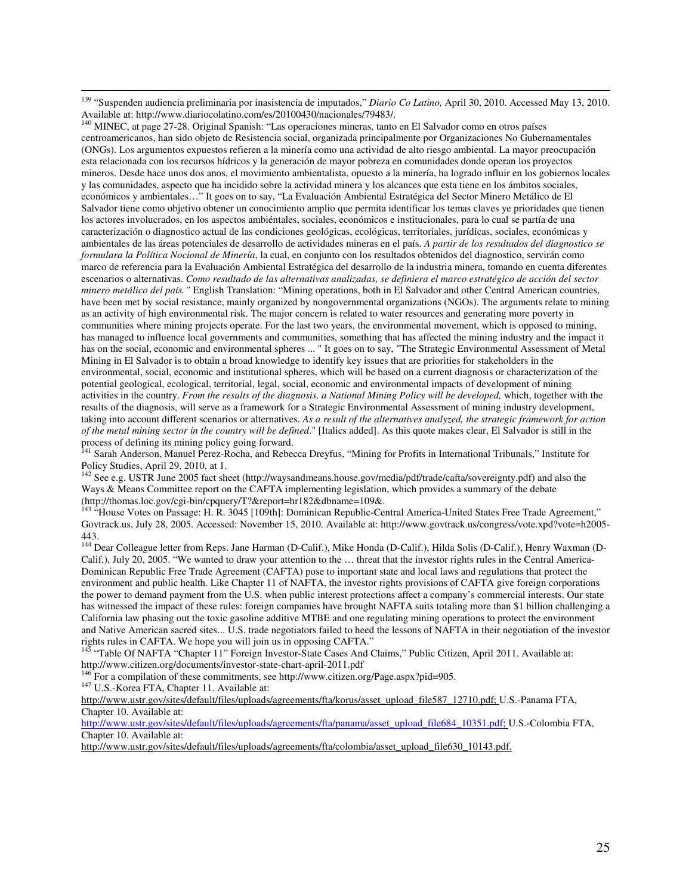[139] "Suspenden audiencia preliminaria por inasistencia de imputados," *Diario Co Latino,* April 30, 2010. Accessed May 13, 2010. Available at: http://www.diariocolatino.com/es/20100430/nacionales/79483/.

[140] MINEC, at page 27-28. Original Spanish: "Las operaciones mineras, tanto en El Salvador como en otros países centroamericanos, han sido objeto de Resistencia social, organizada principalmente por Organizaciones No Gubernamentales (ONGs). Los argumentos expuestos refieren a la minería como una actividad de alto riesgo ambiental. La mayor preocupación esta relacionada con los recursos hídricos y la generación de mayor pobreza en comunidades donde operan los proyectos mineros. Desde hace unos dos anos, el movimiento ambientalista, opuesto a la minería, ha logrado influir en los gobiernos locales y las comunidades, aspecto que ha incidido sobre la actividad minera y los alcances que esta tiene en los ámbitos sociales, económicos y ambientales…" It goes on to say, "La Evaluación Ambiental Estratégica del Sector Minero Metálico de El Salvador tiene como objetivo obtener un conocimiento amplio que permita identificar los temas claves ye prioridades que tienen los actores involucrados, en los aspectos ambiéntales, sociales, económicos e institucionales, para lo cual se partía de una caracterización o diagnostico actual de las condiciones geológicas, ecológicas, territoriales, jurídicas, sociales, económicas y ambientales de las áreas potenciales de desarrollo de actividades mineras en el país. *A partir de los resultados del diagnostico se formulara la Política Nocional de Minería*, la cual, en conjunto con los resultados obtenidos del diagnostico, servirán como marco de referencia para la Evaluación Ambiental Estratégica del desarrollo de la industria minera, tomando en cuenta diferentes escenarios o alternativas. *Como resultado de las alternativas analizadas, se definiera el marco estratégico de acción del sector minero metálico del país."* English Translation: "Mining operations, both in El Salvador and other Central American countries, have been met by social resistance, mainly organized by nongovernmental organizations (NGOs). The arguments relate to mining as an activity of high environmental risk. The major concern is related to water resources and generating more poverty in communities where mining projects operate. For the last two years, the environmental movement, which is opposed to mining, has managed to influence local governments and communities, something that has affected the mining industry and the impact it has on the social, economic and environmental spheres ... " It goes on to say, "The Strategic Environmental Assessment of Metal Mining in El Salvador is to obtain a broad knowledge to identify key issues that are priorities for stakeholders in the environmental, social, economic and institutional spheres, which will be based on a current diagnosis or characterization of the potential geological, ecological, territorial, legal, social, economic and environmental impacts of development of mining activities in the country. *From the results of the diagnosis, a National Mining Policy will be developed,* which, together with the results of the diagnosis, will serve as a framework for a Strategic Environmental Assessment of mining industry development, taking into account different scenarios or alternatives. *As a result of the alternatives analyzed, the strategic framework for action of the metal mining sector in the country will be defined*." [Italics added]. As this quote makes clear, El Salvador is still in the process of defining its mining policy going forward.

[141] Sarah Anderson, Manuel Perez-Rocha, and Rebecca Dreyfus, "Mining for Profits in International Tribunals," Institute for Policy Studies, April 29, 2010, at 1.

[142] See e.g. USTR June 2005 fact sheet (http://waysandmeans.house.gov/media/pdf/trade/cafta/sovereignty.pdf) and also the Ways & Means Committee report on the CAFTA implementing legislation, which provides a summary of the debate (http://thomas.loc.gov/cgi-bin/cpquery/T?&report=hr182&dbname=109&.

[143] "House Votes on Passage: H. R. 3045 [109th]: Dominican Republic-Central America-United States Free Trade Agreement," Govtrack.us, July 28, 2005. Accessed: November 15, 2010. Available at: http://www.govtrack.us/congress/vote.xpd?vote=h2005-443.

[144] Dear Colleague letter from Reps. Jane Harman (D-Calif.), Mike Honda (D-Calif.), Hilda Solis (D-Calif.), Henry Waxman (D-Calif.), July 20, 2005. "We wanted to draw your attention to the … threat that the investor rights rules in the Central America-Dominican Republic Free Trade Agreement (CAFTA) pose to important state and local laws and regulations that protect the environment and public health. Like Chapter 11 of NAFTA, the investor rights provisions of CAFTA give foreign corporations the power to demand payment from the U.S. when public interest protections affect a company's commercial interests. Our state has witnessed the impact of these rules: foreign companies have brought NAFTA suits totaling more than $1 billion challenging a California law phasing out the toxic gasoline additive MTBE and one regulating mining operations to protect the environment and Native American sacred sites... U.S. trade negotiators failed to heed the lessons of NAFTA in their negotiation of the investor rights rules in CAFTA. We hope you will join us in opposing CAFTA."

[145] "Table Of NAFTA "Chapter 11" Foreign Investor-State Cases And Claims," Public Citizen, April 2011. Available at: http://www.citizen.org/documents/investor-state-chart-april-2011.pdf

[146] For a compilation of these commitments, see http://www.citizen.org/Page.aspx?pid=905.

[147] U.S.-Korea FTA, Chapter 11. Available at: http://www.ustr.gov/sites/default/files/uploads/agreements/fta/korus/asset_upload_file587_12710.pdf; U.S.-Panama FTA, Chapter 10. Available at: http://www.ustr.gov/sites/default/files/uploads/agreements/fta/panama/asset_upload_file684_10351.pdf; U.S.-Colombia FTA, Chapter 10. Available at: http://www.ustr.gov/sites/default/files/uploads/agreements/fta/colombia/asset_upload_file630_10143.pdf.